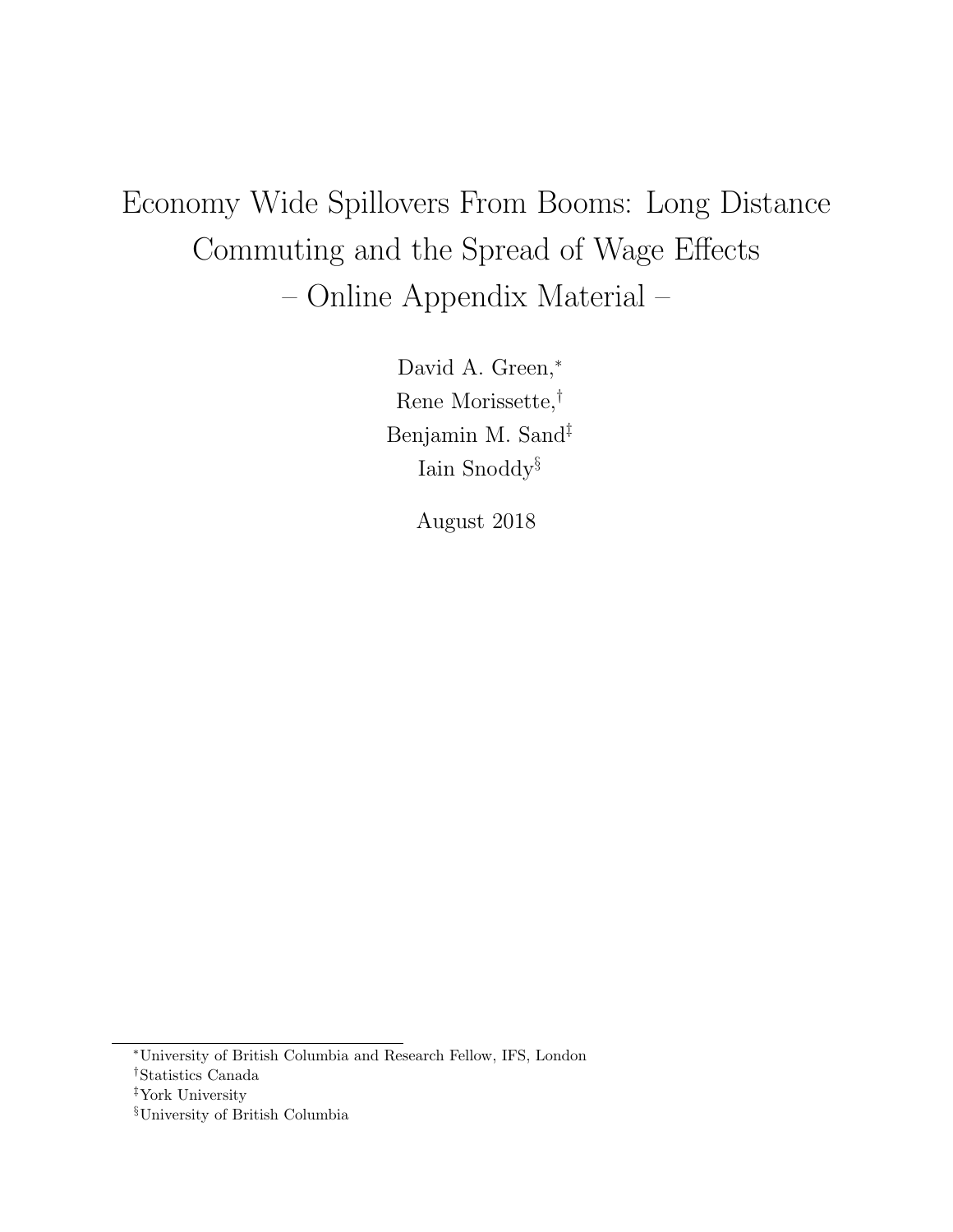# Economy Wide Spillovers From Booms: Long Distance Commuting and the Spread of Wage Effects – Online Appendix Material –

David A. Green,[*]

Rene Morissette,[†]

Benjamin M. Sand[‡]

Iain Snoddy[§]

August 2018

---

[*]University of British Columbia and Research Fellow, IFS, London

[†]Statistics Canada

[‡]York University

[§]University of British Columbia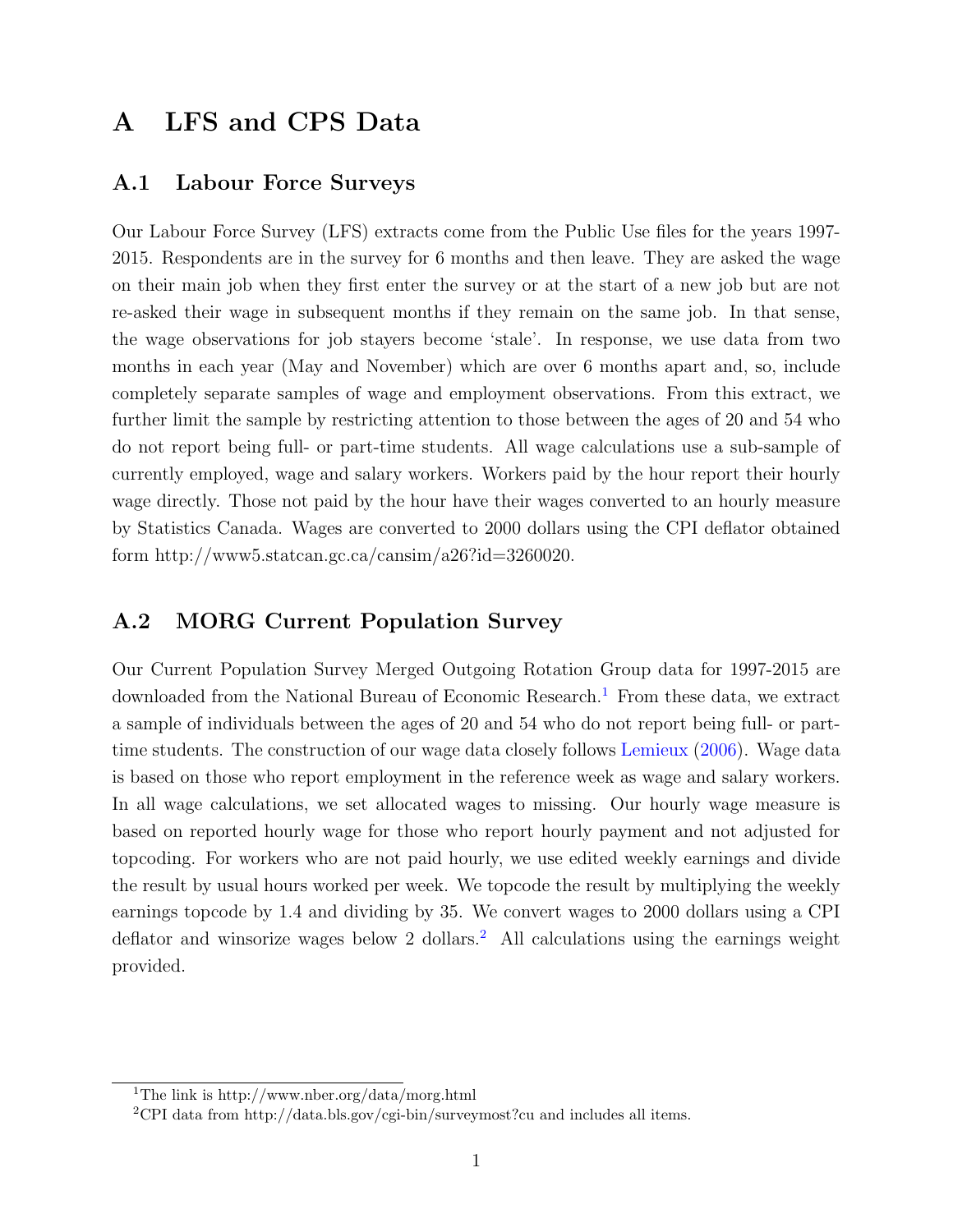# A LFS and CPS Data

## A.1 Labour Force Surveys

Our Labour Force Survey (LFS) extracts come from the Public Use files for the years 1997-2015. Respondents are in the survey for 6 months and then leave. They are asked the wage on their main job when they first enter the survey or at the start of a new job but are not re-asked their wage in subsequent months if they remain on the same job. In that sense, the wage observations for job stayers become 'stale'. In response, we use data from two months in each year (May and November) which are over 6 months apart and, so, include completely separate samples of wage and employment observations. From this extract, we further limit the sample by restricting attention to those between the ages of 20 and 54 who do not report being full- or part-time students. All wage calculations use a sub-sample of currently employed, wage and salary workers. Workers paid by the hour report their hourly wage directly. Those not paid by the hour have their wages converted to an hourly measure by Statistics Canada. Wages are converted to 2000 dollars using the CPI deflator obtained form http://www5.statcan.gc.ca/cansim/a26?id=3260020.

## A.2 MORG Current Population Survey

Our Current Population Survey Merged Outgoing Rotation Group data for 1997-2015 are downloaded from the National Bureau of Economic Research.[1] From these data, we extract a sample of individuals between the ages of 20 and 54 who do not report being full- or part-time students. The construction of our wage data closely follows Lemieux (2006). Wage data is based on those who report employment in the reference week as wage and salary workers. In all wage calculations, we set allocated wages to missing. Our hourly wage measure is based on reported hourly wage for those who report hourly payment and not adjusted for topcoding. For workers who are not paid hourly, we use edited weekly earnings and divide the result by usual hours worked per week. We topcode the result by multiplying the weekly earnings topcode by 1.4 and dividing by 35. We convert wages to 2000 dollars using a CPI deflator and winsorize wages below 2 dollars.[2] All calculations using the earnings weight provided.

[1] The link is http://www.nber.org/data/morg.html

[2] CPI data from http://data.bls.gov/cgi-bin/surveymost?cu and includes all items.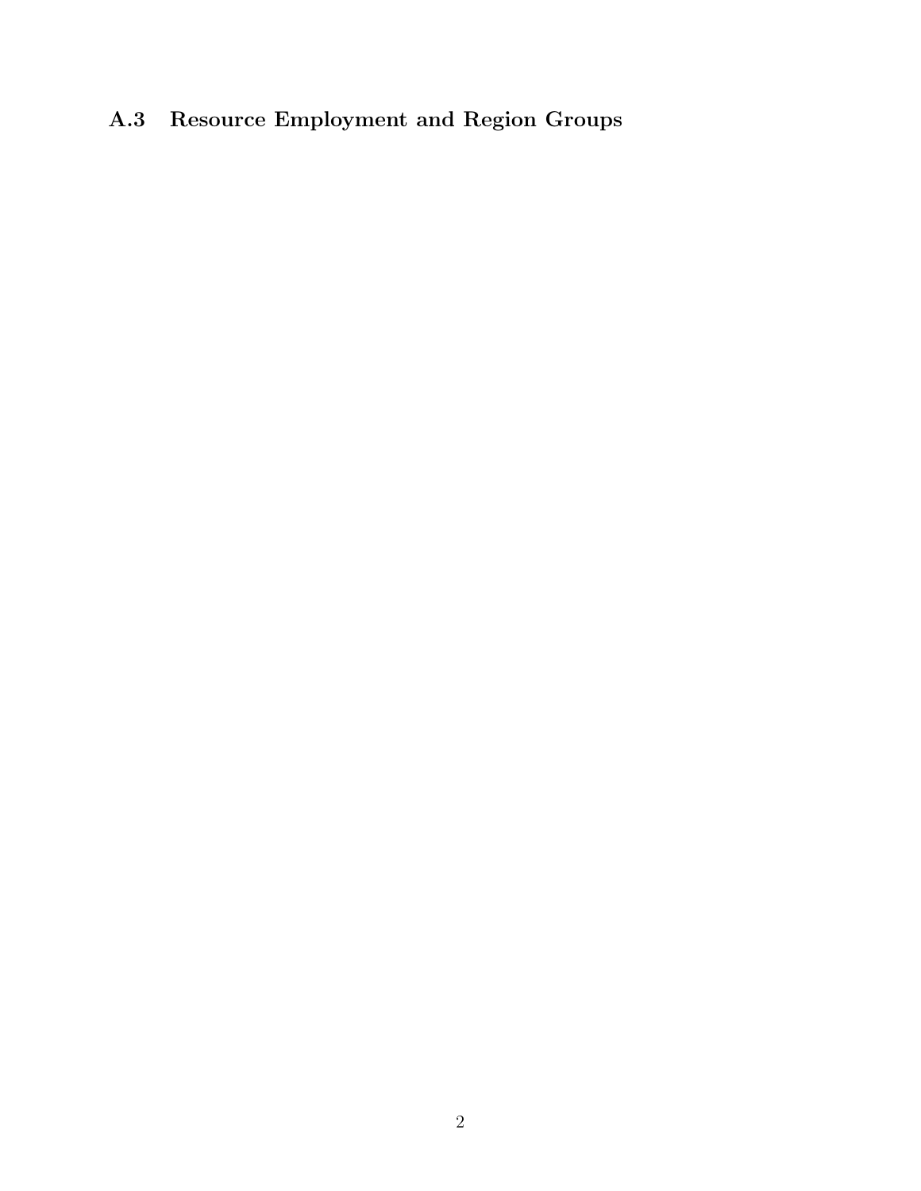## A.3 Resource Employment and Region Groups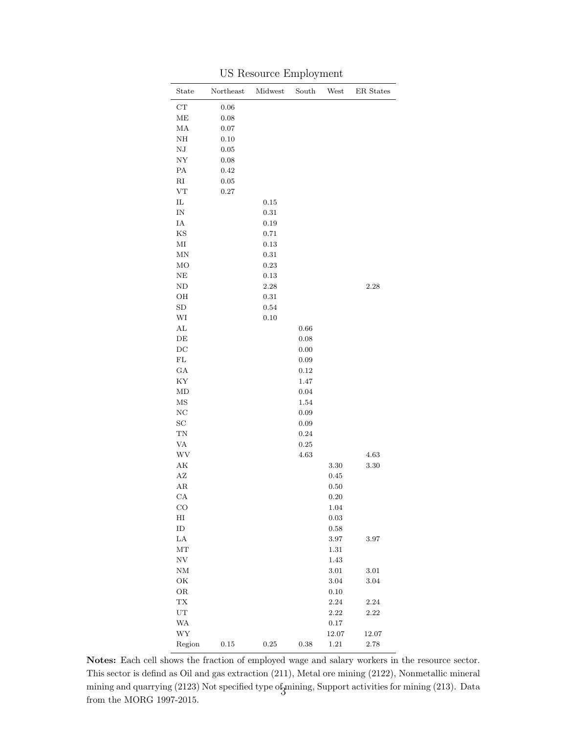US Resource Employment

| State | Northeast | Midwest | South | West | ER States |
|---|---|---|---|---|---|
| CT | 0.06 | | | | |
| ME | 0.08 | | | | |
| MA | 0.07 | | | | |
| NH | 0.10 | | | | |
| NJ | 0.05 | | | | |
| NY | 0.08 | | | | |
| PA | 0.42 | | | | |
| RI | 0.05 | | | | |
| VT | 0.27 | | | | |
| IL | | 0.15 | | | |
| IN | | 0.31 | | | |
| IA | | 0.19 | | | |
| KS | | 0.71 | | | |
| MI | | 0.13 | | | |
| MN | | 0.31 | | | |
| MO | | 0.23 | | | |
| NE | | 0.13 | | | |
| ND | | 2.28 | | | 2.28 |
| OH | | 0.31 | | | |
| SD | | 0.54 | | | |
| WI | | 0.10 | | | |
| AL | | | 0.66 | | |
| DE | | | 0.08 | | |
| DC | | | 0.00 | | |
| FL | | | 0.09 | | |
| GA | | | 0.12 | | |
| KY | | | 1.47 | | |
| MD | | | 0.04 | | |
| MS | | | 1.54 | | |
| NC | | | 0.09 | | |
| SC | | | 0.09 | | |
| TN | | | 0.24 | | |
| VA | | | 0.25 | | |
| WV | | | 4.63 | | 4.63 |
| AK | | | | 3.30 | 3.30 |
| AZ | | | | 0.45 | |
| AR | | | | 0.50 | |
| CA | | | | 0.20 | |
| CO | | | | 1.04 | |
| HI | | | | 0.03 | |
| ID | | | | 0.58 | |
| LA | | | | 3.97 | 3.97 |
| MT | | | | 1.31 | |
| NV | | | | 1.43 | |
| NM | | | | 3.01 | 3.01 |
| OK | | | | 3.04 | 3.04 |
| OR | | | | 0.10 | |
| TX | | | | 2.24 | 2.24 |
| UT | | | | 2.22 | 2.22 |
| WA | | | | 0.17 | |
| WY | | | | 12.07 | 12.07 |
| Region | 0.15 | 0.25 | 0.38 | 1.21 | 2.78 |

**Notes:** Each cell shows the fraction of employed wage and salary workers in the resource sector. This sector is defind as Oil and gas extraction (211), Metal ore mining (2122), Nonmetallic mineral mining and quarrying (2123) Not specified type of mining, Support activities for mining (213). Data from the MORG 1997-2015.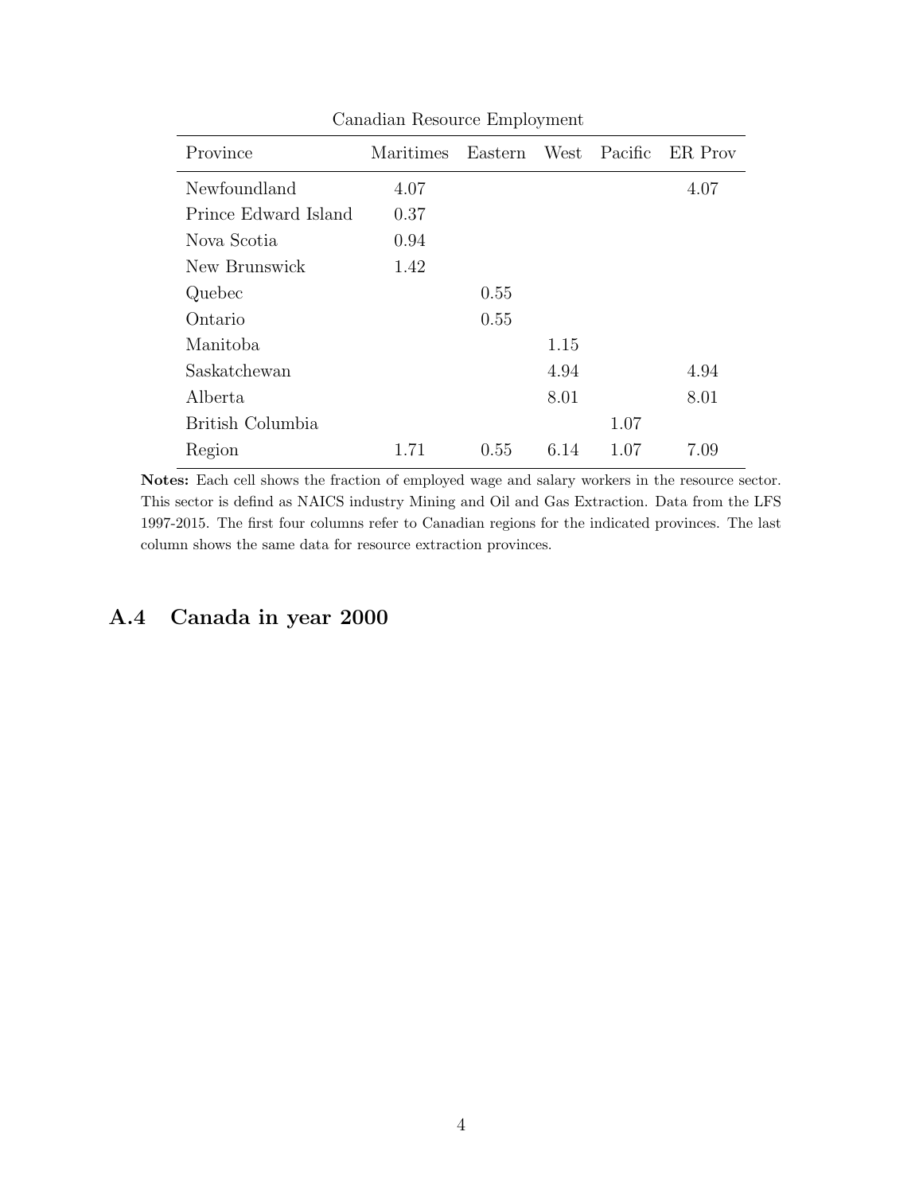Canadian Resource Employment

| Province | Maritimes | Eastern | West | Pacific | ER Prov |
|---|---|---|---|---|---|
| Newfoundland | 4.07 | | | | 4.07 |
| Prince Edward Island | 0.37 | | | | |
| Nova Scotia | 0.94 | | | | |
| New Brunswick | 1.42 | | | | |
| Quebec | | 0.55 | | | |
| Ontario | | 0.55 | | | |
| Manitoba | | | 1.15 | | |
| Saskatchewan | | | 4.94 | | 4.94 |
| Alberta | | | 8.01 | | 8.01 |
| British Columbia | | | | 1.07 | |
| Region | 1.71 | 0.55 | 6.14 | 1.07 | 7.09 |

**Notes:** Each cell shows the fraction of employed wage and salary workers in the resource sector. This sector is defind as NAICS industry Mining and Oil and Gas Extraction. Data from the LFS 1997-2015. The first four columns refer to Canadian regions for the indicated provinces. The last column shows the same data for resource extraction provinces.

## A.4 Canada in year 2000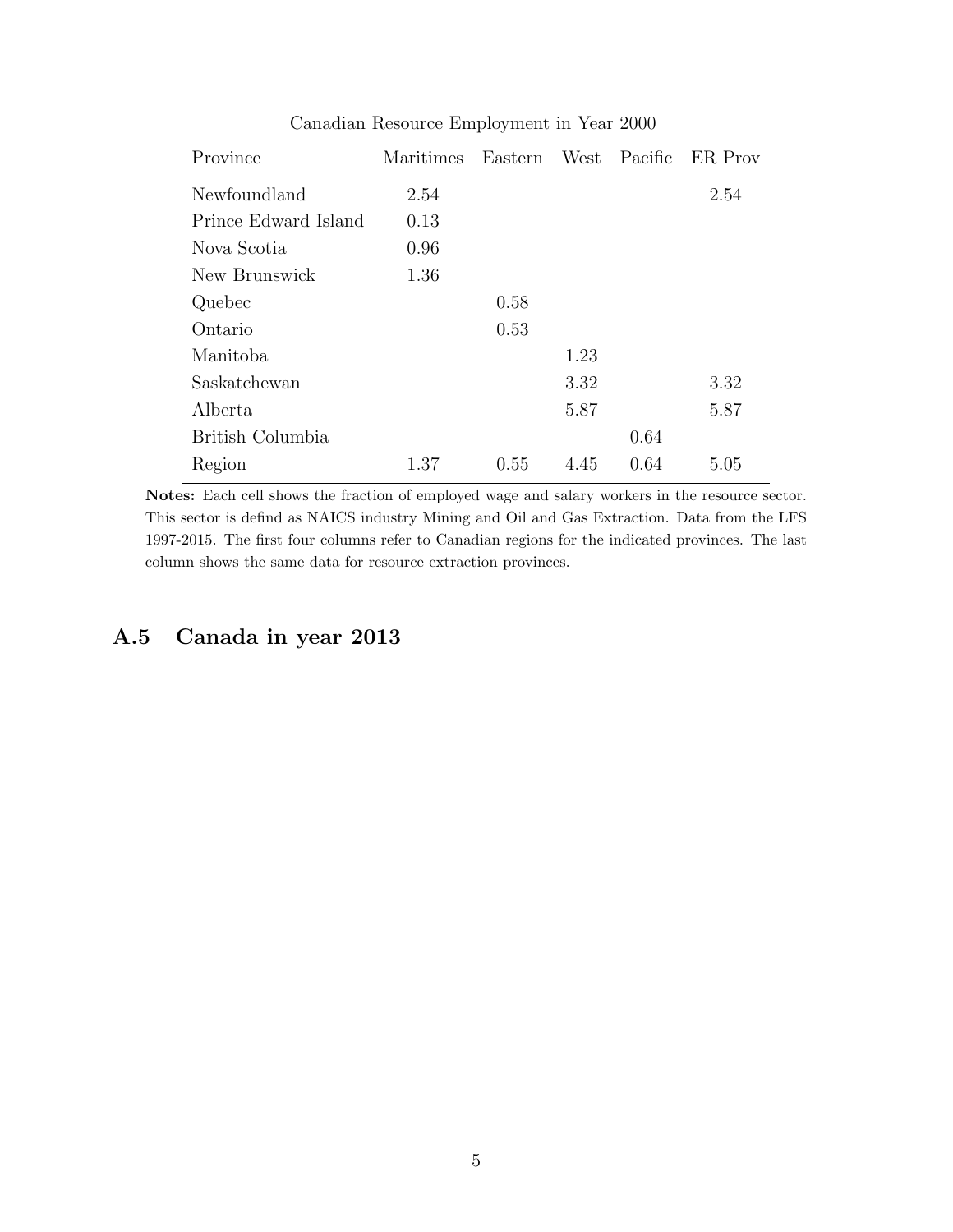Canadian Resource Employment in Year 2000

| Province | Maritimes | Eastern | West | Pacific | ER Prov |
|---|---|---|---|---|---|
| Newfoundland | 2.54 | | | | 2.54 |
| Prince Edward Island | 0.13 | | | | |
| Nova Scotia | 0.96 | | | | |
| New Brunswick | 1.36 | | | | |
| Quebec | | 0.58 | | | |
| Ontario | | 0.53 | | | |
| Manitoba | | | 1.23 | | |
| Saskatchewan | | | 3.32 | | 3.32 |
| Alberta | | | 5.87 | | 5.87 |
| British Columbia | | | | 0.64 | |
| Region | 1.37 | 0.55 | 4.45 | 0.64 | 5.05 |

**Notes:** Each cell shows the fraction of employed wage and salary workers in the resource sector. This sector is defind as NAICS industry Mining and Oil and Gas Extraction. Data from the LFS 1997-2015. The first four columns refer to Canadian regions for the indicated provinces. The last column shows the same data for resource extraction provinces.

## A.5 Canada in year 2013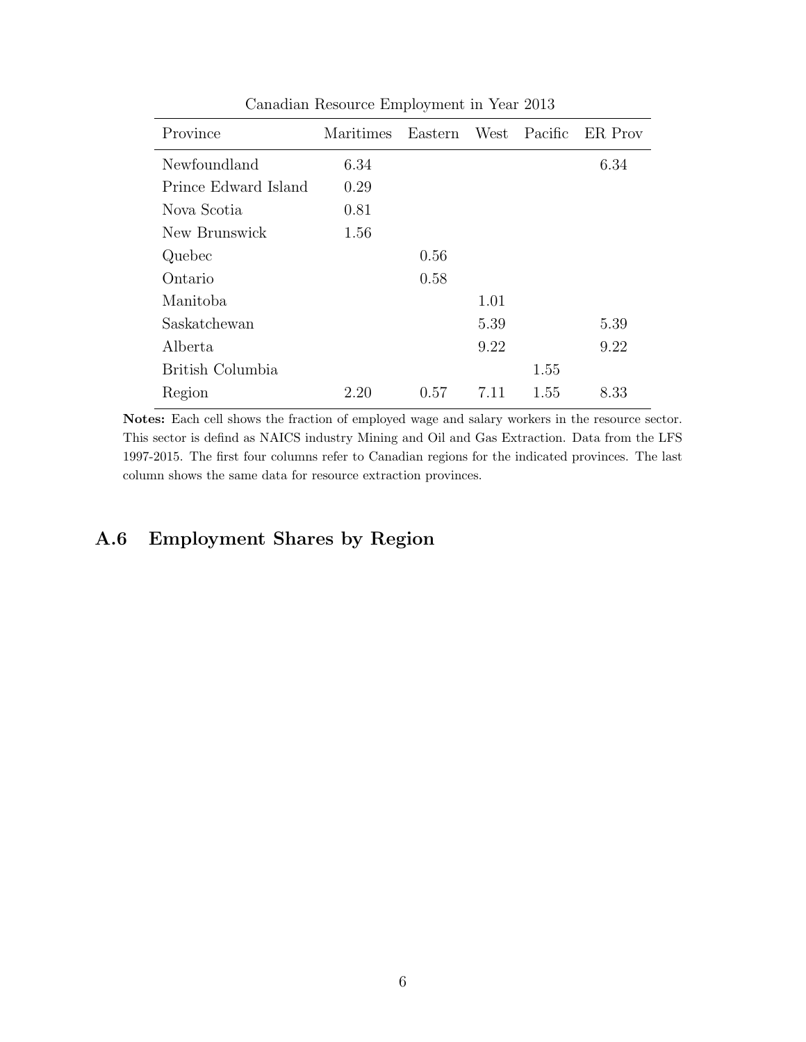Canadian Resource Employment in Year 2013

| Province | Maritimes | Eastern | West | Pacific | ER Prov |
|---|---|---|---|---|---|
| Newfoundland | 6.34 | | | | 6.34 |
| Prince Edward Island | 0.29 | | | | |
| Nova Scotia | 0.81 | | | | |
| New Brunswick | 1.56 | | | | |
| Quebec | | 0.56 | | | |
| Ontario | | 0.58 | | | |
| Manitoba | | | 1.01 | | |
| Saskatchewan | | | 5.39 | | 5.39 |
| Alberta | | | 9.22 | | 9.22 |
| British Columbia | | | | 1.55 | |
| Region | 2.20 | 0.57 | 7.11 | 1.55 | 8.33 |

**Notes:** Each cell shows the fraction of employed wage and salary workers in the resource sector. This sector is defind as NAICS industry Mining and Oil and Gas Extraction. Data from the LFS 1997-2015. The first four columns refer to Canadian regions for the indicated provinces. The last column shows the same data for resource extraction provinces.

## A.6 Employment Shares by Region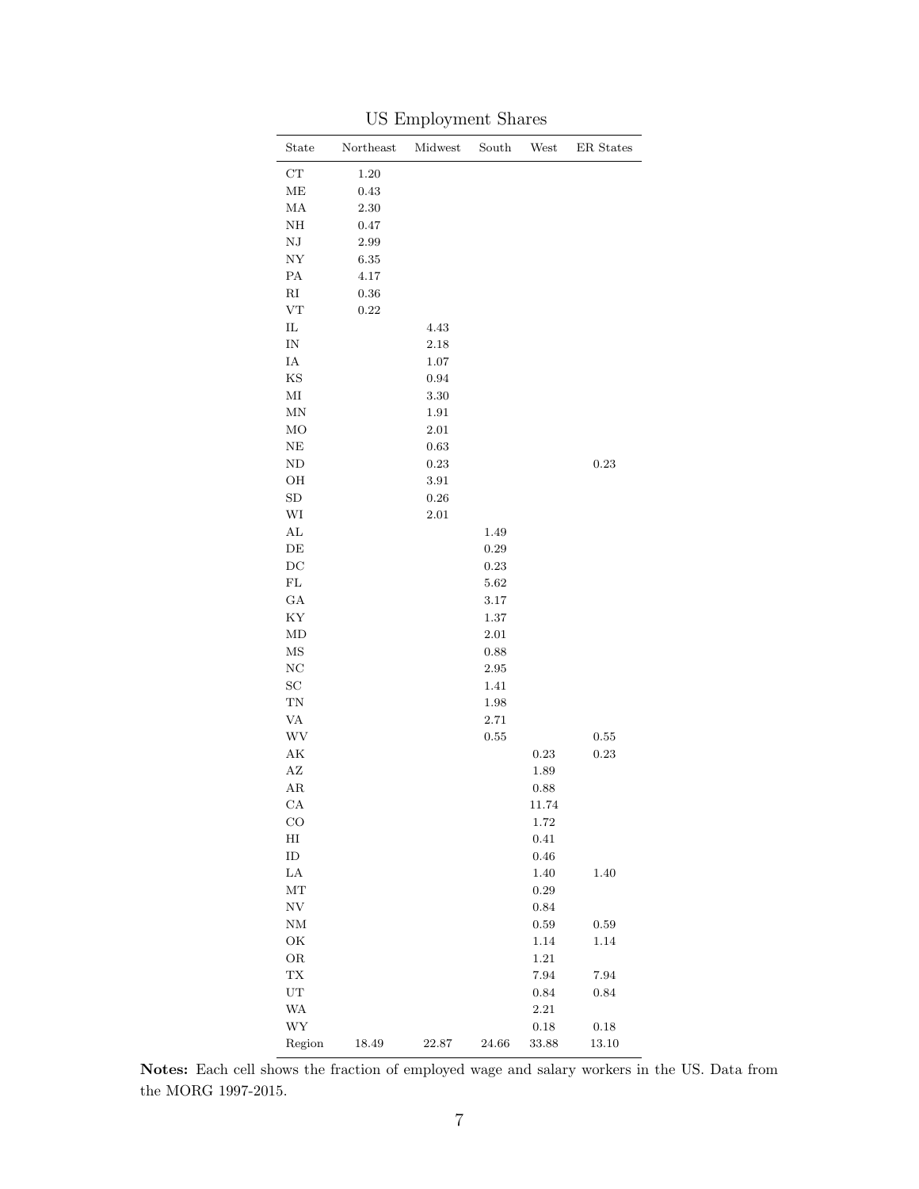US Employment Shares

| State | Northeast | Midwest | South | West | ER States |
|---|---|---|---|---|---|
| CT | 1.20 | | | | |
| ME | 0.43 | | | | |
| MA | 2.30 | | | | |
| NH | 0.47 | | | | |
| NJ | 2.99 | | | | |
| NY | 6.35 | | | | |
| PA | 4.17 | | | | |
| RI | 0.36 | | | | |
| VT | 0.22 | | | | |
| IL | | 4.43 | | | |
| IN | | 2.18 | | | |
| IA | | 1.07 | | | |
| KS | | 0.94 | | | |
| MI | | 3.30 | | | |
| MN | | 1.91 | | | |
| MO | | 2.01 | | | |
| NE | | 0.63 | | | |
| ND | | 0.23 | | | 0.23 |
| OH | | 3.91 | | | |
| SD | | 0.26 | | | |
| WI | | 2.01 | | | |
| AL | | | 1.49 | | |
| DE | | | 0.29 | | |
| DC | | | 0.23 | | |
| FL | | | 5.62 | | |
| GA | | | 3.17 | | |
| KY | | | 1.37 | | |
| MD | | | 2.01 | | |
| MS | | | 0.88 | | |
| NC | | | 2.95 | | |
| SC | | | 1.41 | | |
| TN | | | 1.98 | | |
| VA | | | 2.71 | | |
| WV | | | 0.55 | | 0.55 |
| AK | | | | 0.23 | 0.23 |
| AZ | | | | 1.89 | |
| AR | | | | 0.88 | |
| CA | | | | 11.74 | |
| CO | | | | 1.72 | |
| HI | | | | 0.41 | |
| ID | | | | 0.46 | |
| LA | | | | 1.40 | 1.40 |
| MT | | | | 0.29 | |
| NV | | | | 0.84 | |
| NM | | | | 0.59 | 0.59 |
| OK | | | | 1.14 | 1.14 |
| OR | | | | 1.21 | |
| TX | | | | 7.94 | 7.94 |
| UT | | | | 0.84 | 0.84 |
| WA | | | | 2.21 | |
| WY | | | | 0.18 | 0.18 |
| Region | 18.49 | 22.87 | 24.66 | 33.88 | 13.10 |

**Notes:** Each cell shows the fraction of employed wage and salary workers in the US. Data from the MORG 1997-2015.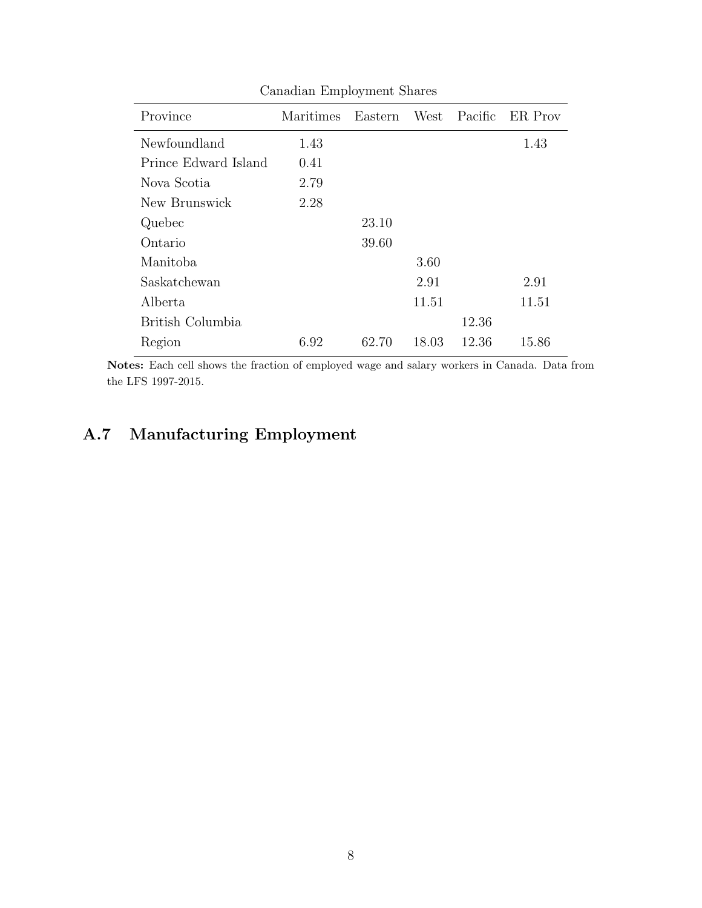Canadian Employment Shares

| Province | Maritimes | Eastern | West | Pacific | ER Prov |
|---|---|---|---|---|---|
| Newfoundland | 1.43 | | | | 1.43 |
| Prince Edward Island | 0.41 | | | | |
| Nova Scotia | 2.79 | | | | |
| New Brunswick | 2.28 | | | | |
| Quebec | | 23.10 | | | |
| Ontario | | 39.60 | | | |
| Manitoba | | | 3.60 | | |
| Saskatchewan | | | 2.91 | | 2.91 |
| Alberta | | | 11.51 | | 11.51 |
| British Columbia | | | | 12.36 | |
| Region | 6.92 | 62.70 | 18.03 | 12.36 | 15.86 |

**Notes:** Each cell shows the fraction of employed wage and salary workers in Canada. Data from the LFS 1997-2015.

## A.7 Manufacturing Employment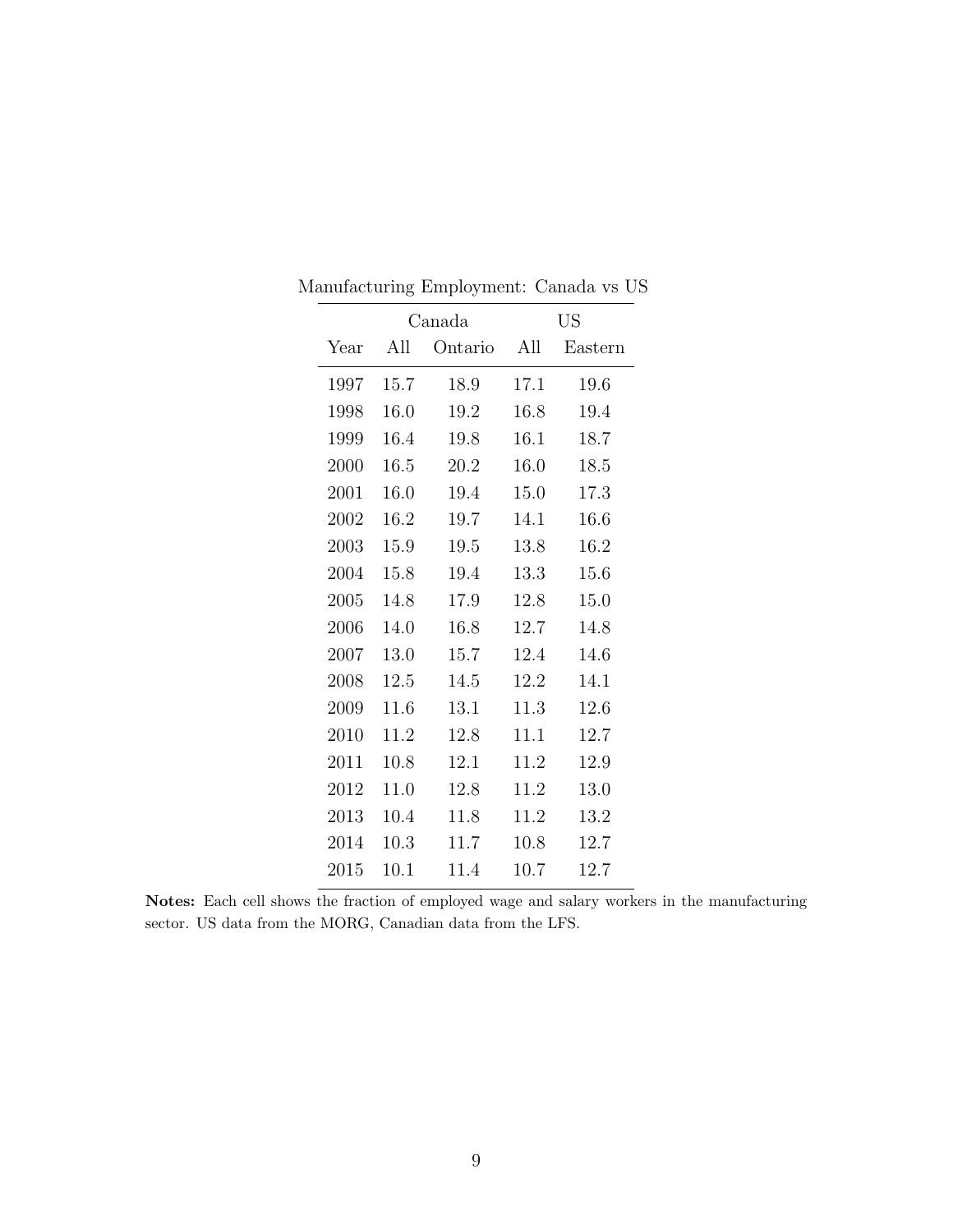Manufacturing Employment: Canada vs US

| | Canada | | US | |
|---|---|---|---|---|
| Year | All | Ontario | All | Eastern |
| 1997 | 15.7 | 18.9 | 17.1 | 19.6 |
| 1998 | 16.0 | 19.2 | 16.8 | 19.4 |
| 1999 | 16.4 | 19.8 | 16.1 | 18.7 |
| 2000 | 16.5 | 20.2 | 16.0 | 18.5 |
| 2001 | 16.0 | 19.4 | 15.0 | 17.3 |
| 2002 | 16.2 | 19.7 | 14.1 | 16.6 |
| 2003 | 15.9 | 19.5 | 13.8 | 16.2 |
| 2004 | 15.8 | 19.4 | 13.3 | 15.6 |
| 2005 | 14.8 | 17.9 | 12.8 | 15.0 |
| 2006 | 14.0 | 16.8 | 12.7 | 14.8 |
| 2007 | 13.0 | 15.7 | 12.4 | 14.6 |
| 2008 | 12.5 | 14.5 | 12.2 | 14.1 |
| 2009 | 11.6 | 13.1 | 11.3 | 12.6 |
| 2010 | 11.2 | 12.8 | 11.1 | 12.7 |
| 2011 | 10.8 | 12.1 | 11.2 | 12.9 |
| 2012 | 11.0 | 12.8 | 11.2 | 13.0 |
| 2013 | 10.4 | 11.8 | 11.2 | 13.2 |
| 2014 | 10.3 | 11.7 | 10.8 | 12.7 |
| 2015 | 10.1 | 11.4 | 10.7 | 12.7 |

**Notes:** Each cell shows the fraction of employed wage and salary workers in the manufacturing sector. US data from the MORG, Canadian data from the LFS.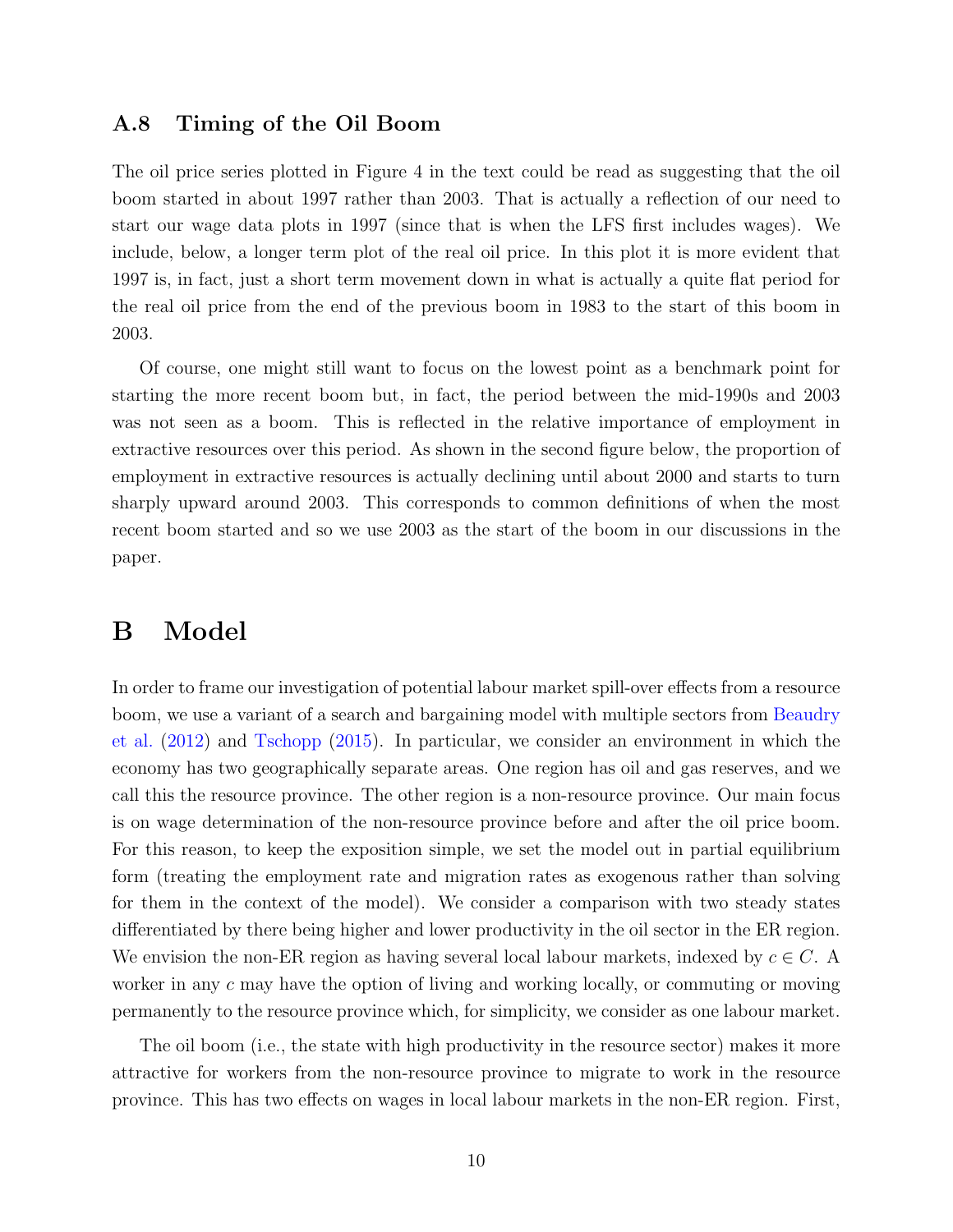### A.8 Timing of the Oil Boom

The oil price series plotted in Figure 4 in the text could be read as suggesting that the oil boom started in about 1997 rather than 2003. That is actually a reflection of our need to start our wage data plots in 1997 (since that is when the LFS first includes wages). We include, below, a longer term plot of the real oil price. In this plot it is more evident that 1997 is, in fact, just a short term movement down in what is actually a quite flat period for the real oil price from the end of the previous boom in 1983 to the start of this boom in 2003.

Of course, one might still want to focus on the lowest point as a benchmark point for starting the more recent boom but, in fact, the period between the mid-1990s and 2003 was not seen as a boom. This is reflected in the relative importance of employment in extractive resources over this period. As shown in the second figure below, the proportion of employment in extractive resources is actually declining until about 2000 and starts to turn sharply upward around 2003. This corresponds to common definitions of when the most recent boom started and so we use 2003 as the start of the boom in our discussions in the paper.

## B Model

In order to frame our investigation of potential labour market spill-over effects from a resource boom, we use a variant of a search and bargaining model with multiple sectors from Beaudry et al. (2012) and Tschopp (2015). In particular, we consider an environment in which the economy has two geographically separate areas. One region has oil and gas reserves, and we call this the resource province. The other region is a non-resource province. Our main focus is on wage determination of the non-resource province before and after the oil price boom. For this reason, to keep the exposition simple, we set the model out in partial equilibrium form (treating the employment rate and migration rates as exogenous rather than solving for them in the context of the model). We consider a comparison with two steady states differentiated by there being higher and lower productivity in the oil sector in the ER region. We envision the non-ER region as having several local labour markets, indexed by $c \in C$. A worker in any $c$ may have the option of living and working locally, or commuting or moving permanently to the resource province which, for simplicity, we consider as one labour market.

The oil boom (i.e., the state with high productivity in the resource sector) makes it more attractive for workers from the non-resource province to migrate to work in the resource province. This has two effects on wages in local labour markets in the non-ER region. First,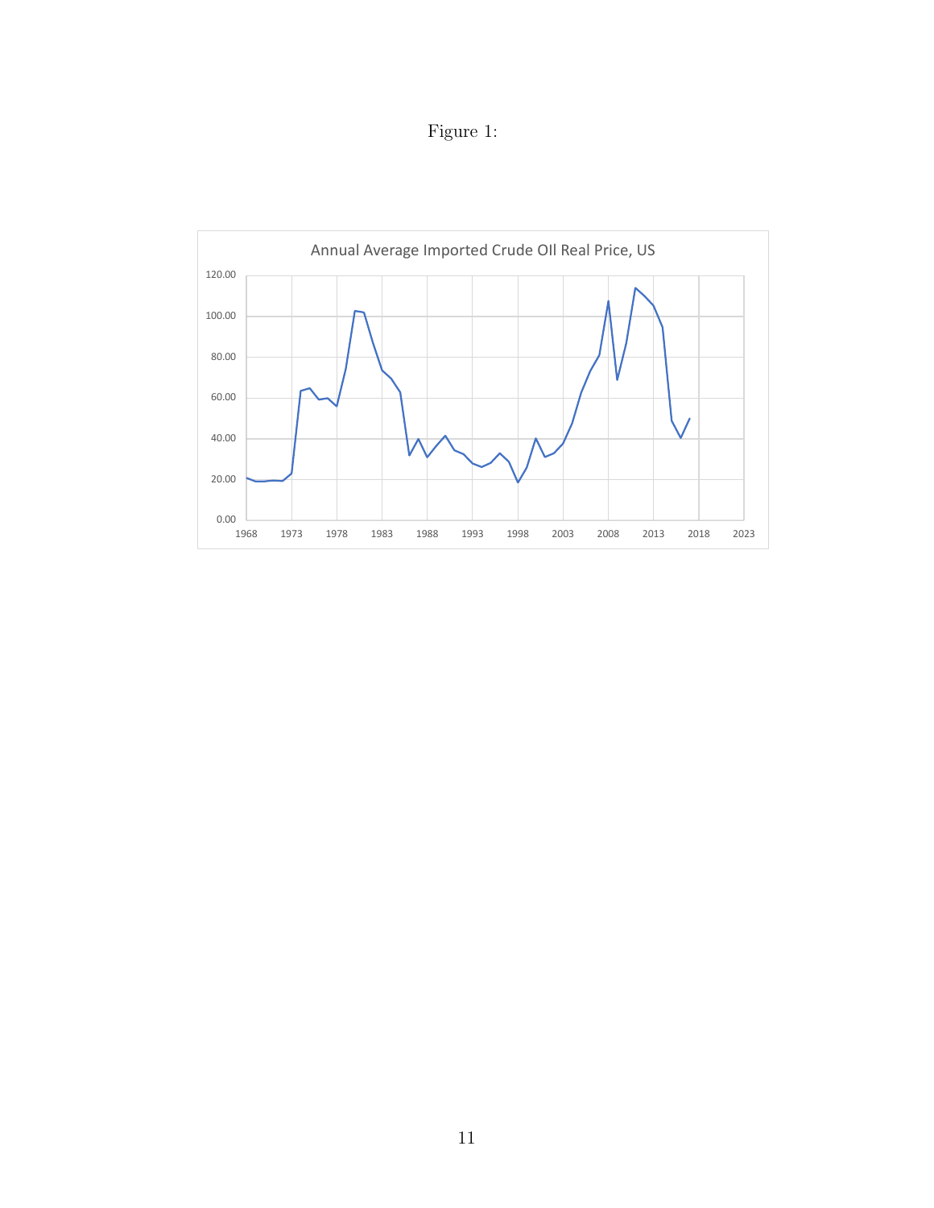Figure 1:

Annual Average Imported Crude OIl Real Price, US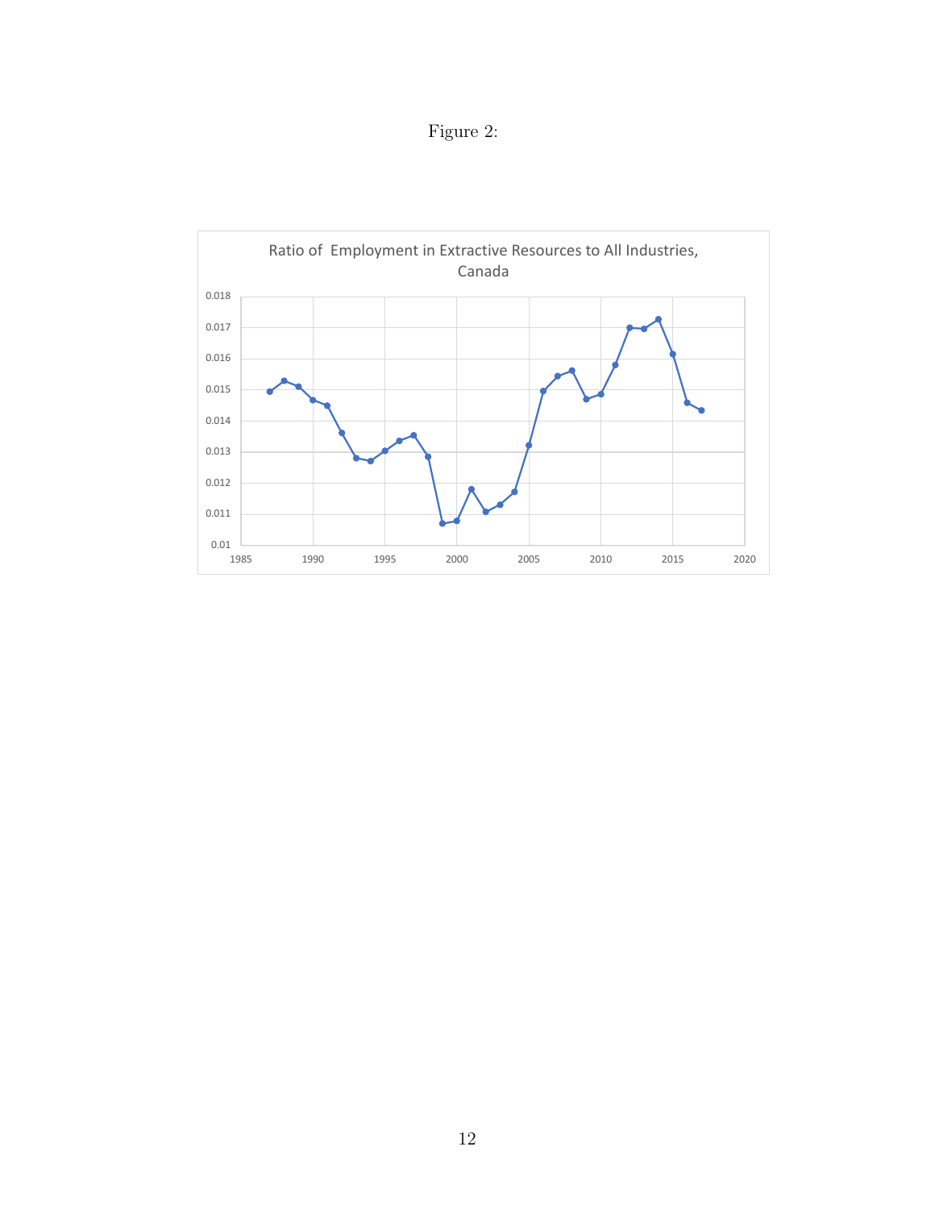Figure 2:

Ratio of Employment in Extractive Resources to All Industries, Canada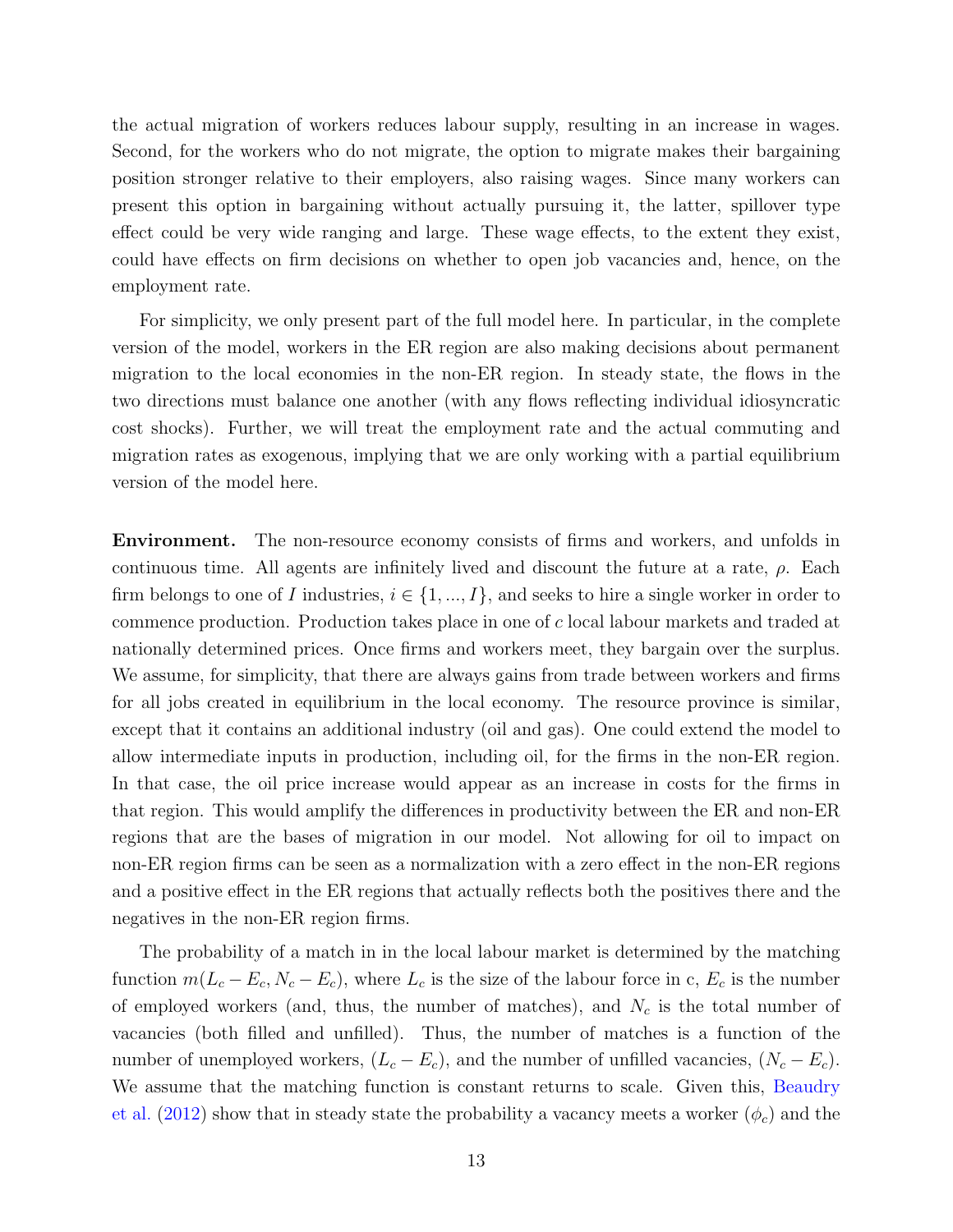the actual migration of workers reduces labour supply, resulting in an increase in wages. Second, for the workers who do not migrate, the option to migrate makes their bargaining position stronger relative to their employers, also raising wages. Since many workers can present this option in bargaining without actually pursuing it, the latter, spillover type effect could be very wide ranging and large. These wage effects, to the extent they exist, could have effects on firm decisions on whether to open job vacancies and, hence, on the employment rate.

For simplicity, we only present part of the full model here. In particular, in the complete version of the model, workers in the ER region are also making decisions about permanent migration to the local economies in the non-ER region. In steady state, the flows in the two directions must balance one another (with any flows reflecting individual idiosyncratic cost shocks). Further, we will treat the employment rate and the actual commuting and migration rates as exogenous, implying that we are only working with a partial equilibrium version of the model here.

**Environment.** The non-resource economy consists of firms and workers, and unfolds in continuous time. All agents are infinitely lived and discount the future at a rate, $\rho$. Each firm belongs to one of $I$ industries, $i \in \{1, ..., I\}$, and seeks to hire a single worker in order to commence production. Production takes place in one of $c$ local labour markets and traded at nationally determined prices. Once firms and workers meet, they bargain over the surplus. We assume, for simplicity, that there are always gains from trade between workers and firms for all jobs created in equilibrium in the local economy. The resource province is similar, except that it contains an additional industry (oil and gas). One could extend the model to allow intermediate inputs in production, including oil, for the firms in the non-ER region. In that case, the oil price increase would appear as an increase in costs for the firms in that region. This would amplify the differences in productivity between the ER and non-ER regions that are the bases of migration in our model. Not allowing for oil to impact on non-ER region firms can be seen as a normalization with a zero effect in the non-ER regions and a positive effect in the ER regions that actually reflects both the positives there and the negatives in the non-ER region firms.

The probability of a match in in the local labour market is determined by the matching function $m(L_c - E_c, N_c - E_c)$, where $L_c$ is the size of the labour force in c, $E_c$ is the number of employed workers (and, thus, the number of matches), and $N_c$ is the total number of vacancies (both filled and unfilled). Thus, the number of matches is a function of the number of unemployed workers, $(L_c - E_c)$, and the number of unfilled vacancies, $(N_c - E_c)$. We assume that the matching function is constant returns to scale. Given this, Beaudry et al. (2012) show that in steady state the probability a vacancy meets a worker ($\phi_c$) and the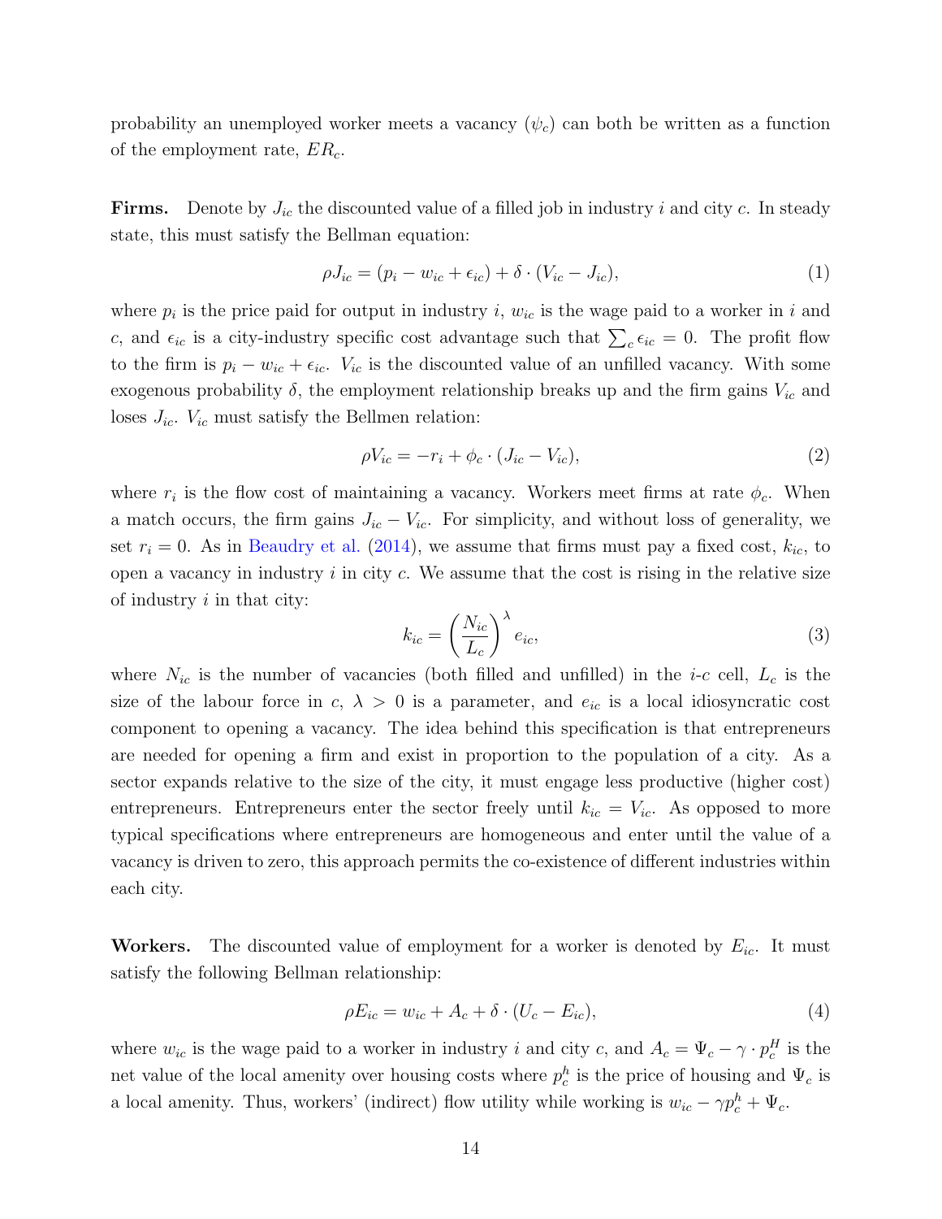probability an unemployed worker meets a vacancy ($\psi_c$) can both be written as a function of the employment rate, $ER_c$.

**Firms.** Denote by $J_{ic}$ the discounted value of a filled job in industry $i$ and city $c$. In steady state, this must satisfy the Bellman equation:

$$\rho J_{ic} = (p_i - w_{ic} + \epsilon_{ic}) + \delta \cdot (V_{ic} - J_{ic}), \tag{1}$$

where $p_i$ is the price paid for output in industry $i$, $w_{ic}$ is the wage paid to a worker in $i$ and $c$, and $\epsilon_{ic}$ is a city-industry specific cost advantage such that $\sum_c \epsilon_{ic} = 0$. The profit flow to the firm is $p_i - w_{ic} + \epsilon_{ic}$. $V_{ic}$ is the discounted value of an unfilled vacancy. With some exogenous probability $\delta$, the employment relationship breaks up and the firm gains $V_{ic}$ and loses $J_{ic}$. $V_{ic}$ must satisfy the Bellmen relation:

$$\rho V_{ic} = -r_i + \phi_c \cdot (J_{ic} - V_{ic}), \tag{2}$$

where $r_i$ is the flow cost of maintaining a vacancy. Workers meet firms at rate $\phi_c$. When a match occurs, the firm gains $J_{ic} - V_{ic}$. For simplicity, and without loss of generality, we set $r_i = 0$. As in Beaudry et al. (2014), we assume that firms must pay a fixed cost, $k_{ic}$, to open a vacancy in industry $i$ in city $c$. We assume that the cost is rising in the relative size of industry $i$ in that city:

$$k_{ic} = \left(\frac{N_{ic}}{L_c}\right)^{\lambda} e_{ic}, \tag{3}$$

where $N_{ic}$ is the number of vacancies (both filled and unfilled) in the $i$-$c$ cell, $L_c$ is the size of the labour force in $c$, $\lambda > 0$ is a parameter, and $e_{ic}$ is a local idiosyncratic cost component to opening a vacancy. The idea behind this specification is that entrepreneurs are needed for opening a firm and exist in proportion to the population of a city. As a sector expands relative to the size of the city, it must engage less productive (higher cost) entrepreneurs. Entrepreneurs enter the sector freely until $k_{ic} = V_{ic}$. As opposed to more typical specifications where entrepreneurs are homogeneous and enter until the value of a vacancy is driven to zero, this approach permits the co-existence of different industries within each city.

**Workers.** The discounted value of employment for a worker is denoted by $E_{ic}$. It must satisfy the following Bellman relationship:

$$\rho E_{ic} = w_{ic} + A_c + \delta \cdot (U_c - E_{ic}), \tag{4}$$

where $w_{ic}$ is the wage paid to a worker in industry $i$ and city $c$, and $A_c = \Psi_c - \gamma \cdot p_c^H$ is the net value of the local amenity over housing costs where $p_c^h$ is the price of housing and $\Psi_c$ is a local amenity. Thus, workers' (indirect) flow utility while working is $w_{ic} - \gamma p_c^h + \Psi_c$.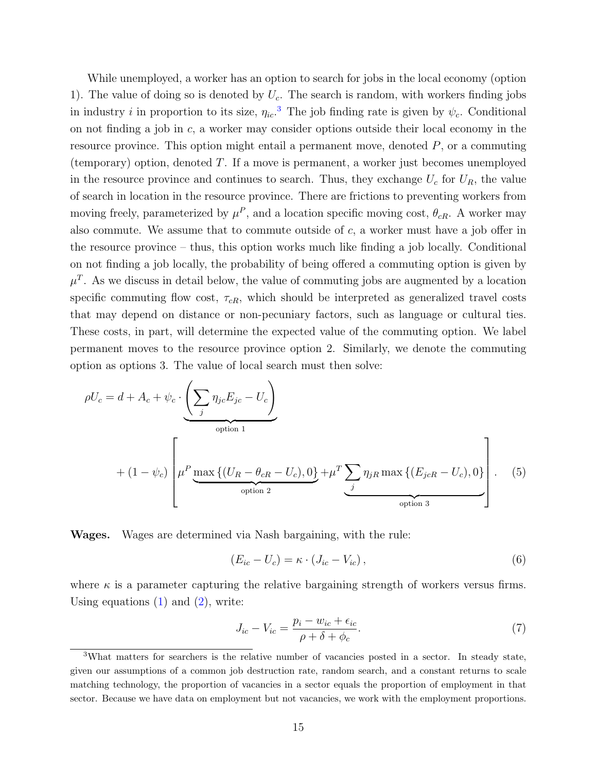While unemployed, a worker has an option to search for jobs in the local economy (option 1). The value of doing so is denoted by $U_c$. The search is random, with workers finding jobs in industry $i$ in proportion to its size, $\eta_{ic}$.[3] The job finding rate is given by $\psi_c$. Conditional on not finding a job in $c$, a worker may consider options outside their local economy in the resource province. This option might entail a permanent move, denoted $P$, or a commuting (temporary) option, denoted $T$. If a move is permanent, a worker just becomes unemployed in the resource province and continues to search. Thus, they exchange $U_c$ for $U_R$, the value of search in location in the resource province. There are frictions to preventing workers from moving freely, parameterized by $\mu^P$, and a location specific moving cost, $\theta_{cR}$. A worker may also commute. We assume that to commute outside of $c$, a worker must have a job offer in the resource province – thus, this option works much like finding a job locally. Conditional on not finding a job locally, the probability of being offered a commuting option is given by $\mu^T$. As we discuss in detail below, the value of commuting jobs are augmented by a location specific commuting flow cost, $\tau_{cR}$, which should be interpreted as generalized travel costs that may depend on distance or non-pecuniary factors, such as language or cultural ties. These costs, in part, will determine the expected value of the commuting option. We label permanent moves to the resource province option 2. Similarly, we denote the commuting option as options 3. The value of local search must then solve:

$$
\begin{aligned}
\rho U_c = d + A_c + \psi_c \cdot \underbrace{\left( \sum_j \eta_{jc} E_{jc} - U_c \right)}_{\text{option 1}} \\
+ (1 - \psi_c) \left[ \mu^P \underbrace{\max\left\{ (U_R - \theta_{cR} - U_c), 0 \right\}}_{\text{option 2}} + \mu^T \underbrace{\sum_j \eta_{jR} \max\left\{ (E_{jcR} - U_c), 0 \right\}}_{\text{option 3}} \right]. \quad (5)
\end{aligned}
$$

**Wages.** Wages are determined via Nash bargaining, with the rule:

$$
(E_{ic} - U_c) = \kappa \cdot (J_{ic} - V_{ic}), \quad (6)
$$

where $\kappa$ is a parameter capturing the relative bargaining strength of workers versus firms. Using equations (1) and (2), write:

$$
J_{ic} - V_{ic} = \frac{p_i - w_{ic} + \epsilon_{ic}}{\rho + \delta + \phi_c}. \quad (7)
$$

[3] What matters for searchers is the relative number of vacancies posted in a sector. In steady state, given our assumptions of a common job destruction rate, random search, and a constant returns to scale matching technology, the proportion of vacancies in a sector equals the proportion of employment in that sector. Because we have data on employment but not vacancies, we work with the employment proportions.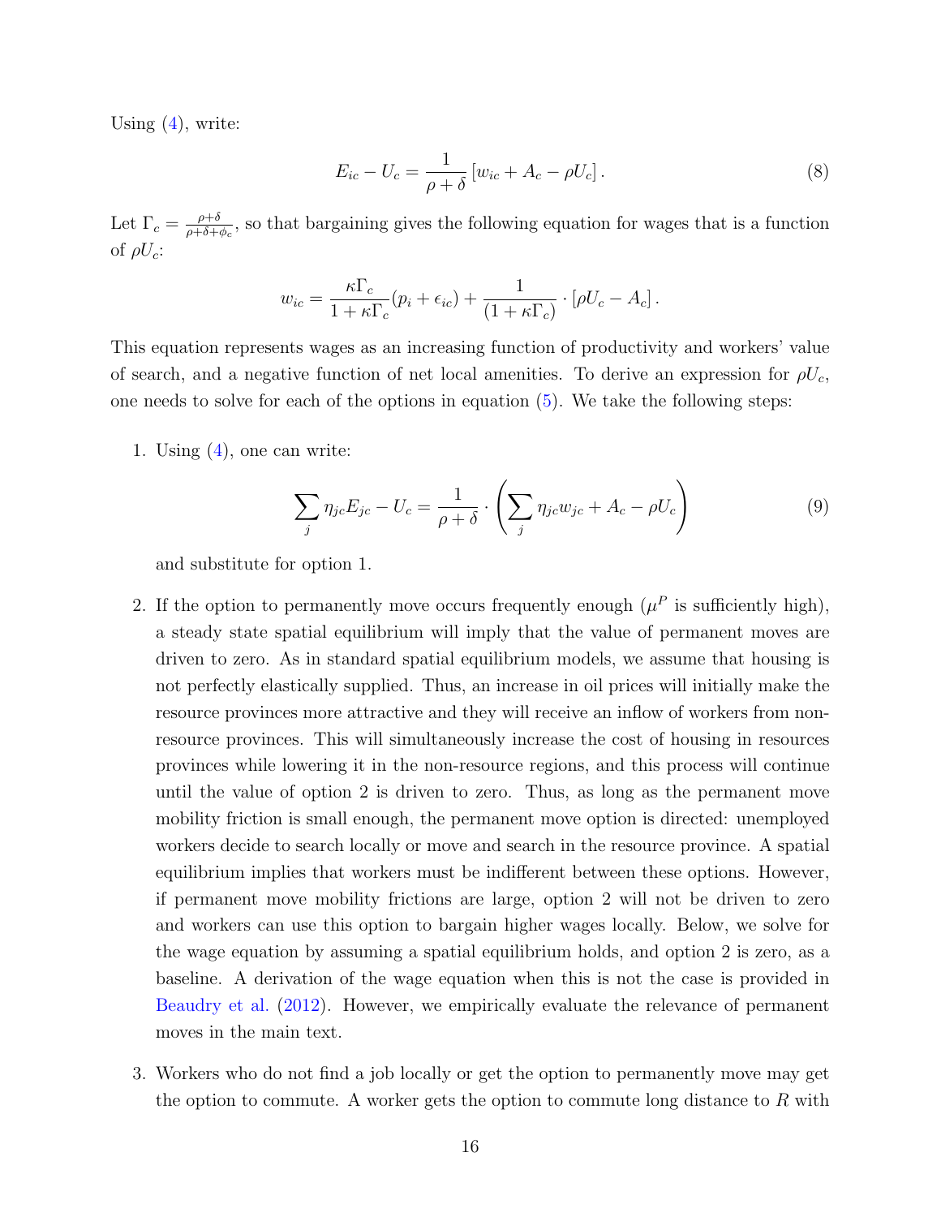Using (4), write:

$$E_{ic} - U_c = \frac{1}{\rho + \delta} \left[ w_{ic} + A_c - \rho U_c \right]. \tag{8}$$

Let $\Gamma_c = \frac{\rho+\delta}{\rho+\delta+\phi_c}$, so that bargaining gives the following equation for wages that is a function of $\rho U_c$:

$$w_{ic} = \frac{\kappa \Gamma_c}{1 + \kappa \Gamma_c}(p_i + \epsilon_{ic}) + \frac{1}{(1 + \kappa \Gamma_c)} \cdot \left[ \rho U_c - A_c \right].$$

This equation represents wages as an increasing function of productivity and workers' value of search, and a negative function of net local amenities. To derive an expression for $\rho U_c$, one needs to solve for each of the options in equation (5). We take the following steps:

1. Using (4), one can write:

$$\sum_j \eta_{jc} E_{jc} - U_c = \frac{1}{\rho + \delta} \cdot \left( \sum_j \eta_{jc} w_{jc} + A_c - \rho U_c \right) \tag{9}$$

   and substitute for option 1.

2. If the option to permanently move occurs frequently enough ($\mu^P$ is sufficiently high), a steady state spatial equilibrium will imply that the value of permanent moves are driven to zero. As in standard spatial equilibrium models, we assume that housing is not perfectly elastically supplied. Thus, an increase in oil prices will initially make the resource provinces more attractive and they will receive an inflow of workers from non-resource provinces. This will simultaneously increase the cost of housing in resources provinces while lowering it in the non-resource regions, and this process will continue until the value of option 2 is driven to zero. Thus, as long as the permanent move mobility friction is small enough, the permanent move option is directed: unemployed workers decide to search locally or move and search in the resource province. A spatial equilibrium implies that workers must be indifferent between these options. However, if permanent move mobility frictions are large, option 2 will not be driven to zero and workers can use this option to bargain higher wages locally. Below, we solve for the wage equation by assuming a spatial equilibrium holds, and option 2 is zero, as a baseline. A derivation of the wage equation when this is not the case is provided in Beaudry et al. (2012). However, we empirically evaluate the relevance of permanent moves in the main text.

3. Workers who do not find a job locally or get the option to permanently move may get the option to commute. A worker gets the option to commute long distance to $R$ with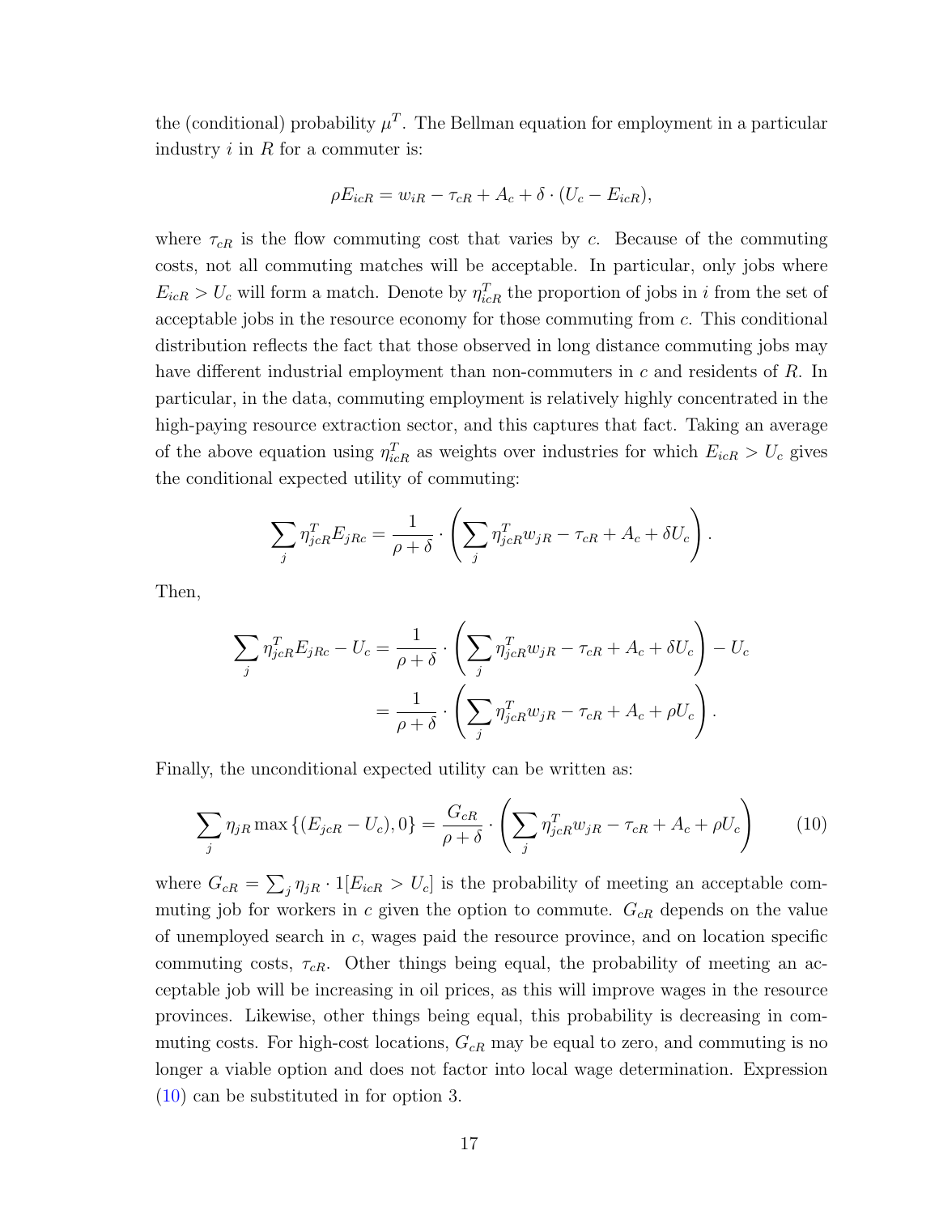the (conditional) probability $\mu^T$. The Bellman equation for employment in a particular industry $i$ in $R$ for a commuter is:

$$\rho E_{icR} = w_{iR} - \tau_{cR} + A_c + \delta \cdot (U_c - E_{icR}),$$

where $\tau_{cR}$ is the flow commuting cost that varies by $c$. Because of the commuting costs, not all commuting matches will be acceptable. In particular, only jobs where $E_{icR} > U_c$ will form a match. Denote by $\eta^T_{icR}$ the proportion of jobs in $i$ from the set of acceptable jobs in the resource economy for those commuting from $c$. This conditional distribution reflects the fact that those observed in long distance commuting jobs may have different industrial employment than non-commuters in $c$ and residents of $R$. In particular, in the data, commuting employment is relatively highly concentrated in the high-paying resource extraction sector, and this captures that fact. Taking an average of the above equation using $\eta^T_{icR}$ as weights over industries for which $E_{icR} > U_c$ gives the conditional expected utility of commuting:

$$\sum_j \eta^T_{jcR} E_{jRc} = \frac{1}{\rho + \delta} \cdot \left( \sum_j \eta^T_{jcR} w_{jR} - \tau_{cR} + A_c + \delta U_c \right).$$

Then,

$$\begin{aligned} \sum_j \eta^T_{jcR} E_{jRc} - U_c &= \frac{1}{\rho + \delta} \cdot \left( \sum_j \eta^T_{jcR} w_{jR} - \tau_{cR} + A_c + \delta U_c \right) - U_c \\ &= \frac{1}{\rho + \delta} \cdot \left( \sum_j \eta^T_{jcR} w_{jR} - \tau_{cR} + A_c + \rho U_c \right). \end{aligned}$$

Finally, the unconditional expected utility can be written as:

$$\sum_j \eta_{jR} \max\{(E_{jcR} - U_c), 0\} = \frac{G_{cR}}{\rho + \delta} \cdot \left( \sum_j \eta^T_{jcR} w_{jR} - \tau_{cR} + A_c + \rho U_c \right) \tag{10}$$

where $G_{cR} = \sum_j \eta_{jR} \cdot 1[E_{icR} > U_c]$ is the probability of meeting an acceptable commuting job for workers in $c$ given the option to commute. $G_{cR}$ depends on the value of unemployed search in $c$, wages paid the resource province, and on location specific commuting costs, $\tau_{cR}$. Other things being equal, the probability of meeting an acceptable job will be increasing in oil prices, as this will improve wages in the resource provinces. Likewise, other things being equal, this probability is decreasing in commuting costs. For high-cost locations, $G_{cR}$ may be equal to zero, and commuting is no longer a viable option and does not factor into local wage determination. Expression (10) can be substituted in for option 3.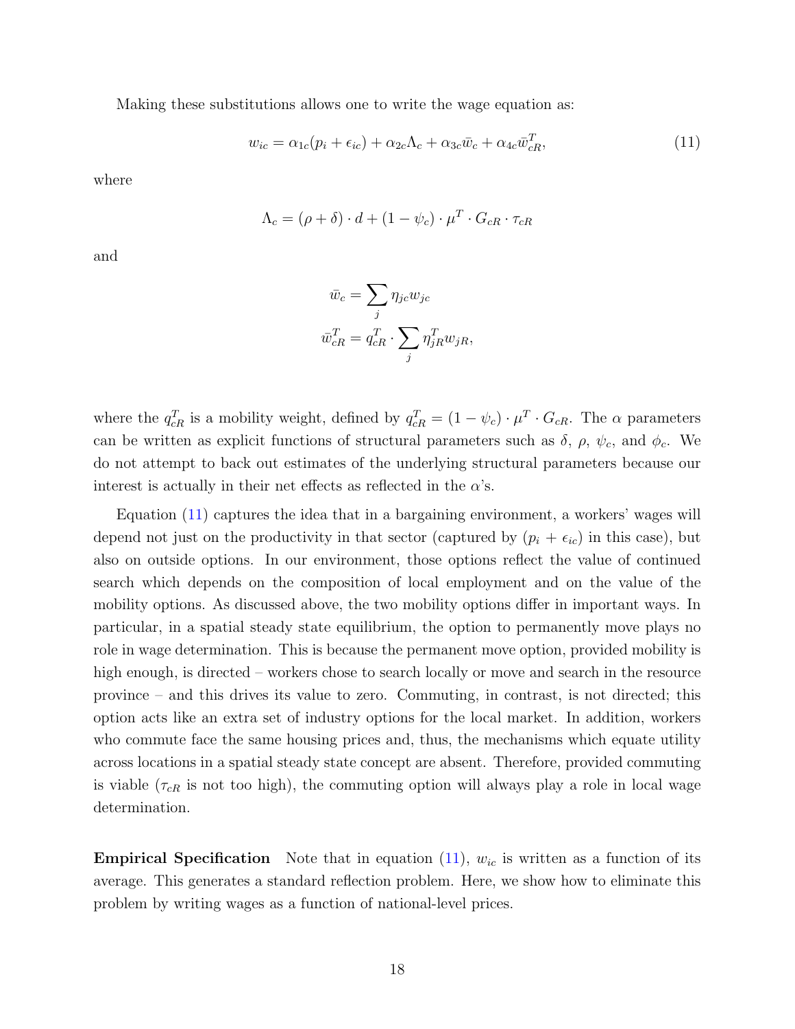Making these substitutions allows one to write the wage equation as:

$$w_{ic} = \alpha_{1c}(p_i + \epsilon_{ic}) + \alpha_{2c}\Lambda_c + \alpha_{3c}\bar{w}_c + \alpha_{4c}\bar{w}^T_{cR}, \tag{11}$$

where

$$\Lambda_c = (\rho + \delta) \cdot d + (1 - \psi_c) \cdot \mu^T \cdot G_{cR} \cdot \tau_{cR}$$

and

$$\bar{w}_c = \sum_j \eta_{jc} w_{jc}$$

$$\bar{w}^T_{cR} = q^T_{cR} \cdot \sum_j \eta^T_{jR} w_{jR},$$

where the $q^T_{cR}$ is a mobility weight, defined by $q^T_{cR} = (1 - \psi_c) \cdot \mu^T \cdot G_{cR}$. The $\alpha$ parameters can be written as explicit functions of structural parameters such as $\delta$, $\rho$, $\psi_c$, and $\phi_c$. We do not attempt to back out estimates of the underlying structural parameters because our interest is actually in their net effects as reflected in the $\alpha$'s.

Equation (11) captures the idea that in a bargaining environment, a workers' wages will depend not just on the productivity in that sector (captured by $(p_i + \epsilon_{ic})$ in this case), but also on outside options. In our environment, those options reflect the value of continued search which depends on the composition of local employment and on the value of the mobility options. As discussed above, the two mobility options differ in important ways. In particular, in a spatial steady state equilibrium, the option to permanently move plays no role in wage determination. This is because the permanent move option, provided mobility is high enough, is directed – workers chose to search locally or move and search in the resource province – and this drives its value to zero. Commuting, in contrast, is not directed; this option acts like an extra set of industry options for the local market. In addition, workers who commute face the same housing prices and, thus, the mechanisms which equate utility across locations in a spatial steady state concept are absent. Therefore, provided commuting is viable ($\tau_{cR}$ is not too high), the commuting option will always play a role in local wage determination.

**Empirical Specification** Note that in equation (11), $w_{ic}$ is written as a function of its average. This generates a standard reflection problem. Here, we show how to eliminate this problem by writing wages as a function of national-level prices.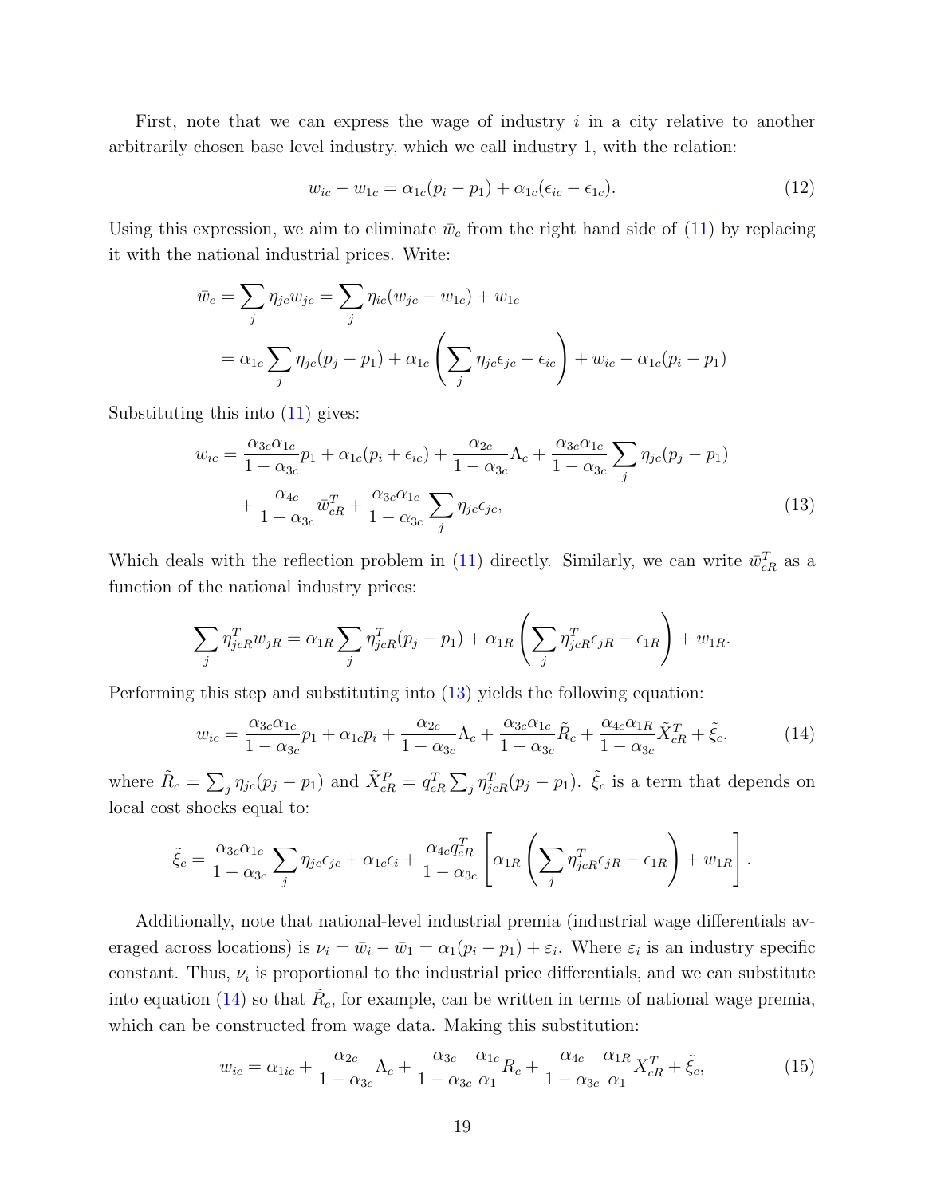First, note that we can express the wage of industry $i$ in a city relative to another arbitrarily chosen base level industry, which we call industry 1, with the relation:

$$w_{ic} - w_{1c} = \alpha_{1c}(p_i - p_1) + \alpha_{1c}(\epsilon_{ic} - \epsilon_{1c}). \tag{12}$$

Using this expression, we aim to eliminate $\bar{w}_c$ from the right hand side of (11) by replacing it with the national industrial prices. Write:

$$\begin{aligned}
\bar{w}_c = \sum_j \eta_{jc} w_{jc} &= \sum_j \eta_{ic}(w_{jc} - w_{1c}) + w_{1c} \\
&= \alpha_{1c} \sum_j \eta_{jc}(p_j - p_1) + \alpha_{1c}\left(\sum_j \eta_{jc}\epsilon_{jc} - \epsilon_{ic}\right) + w_{ic} - \alpha_{1c}(p_i - p_1)
\end{aligned}$$

Substituting this into (11) gives:

$$\begin{aligned}
w_{ic} = \frac{\alpha_{3c}\alpha_{1c}}{1-\alpha_{3c}} p_1 + \alpha_{1c}(p_i + \epsilon_{ic}) + \frac{\alpha_{2c}}{1-\alpha_{3c}}\Lambda_c + \frac{\alpha_{3c}\alpha_{1c}}{1-\alpha_{3c}} \sum_j \eta_{jc}(p_j - p_1) \\
+ \frac{\alpha_{4c}}{1-\alpha_{3c}} \bar{w}^T_{cR} + \frac{\alpha_{3c}\alpha_{1c}}{1-\alpha_{3c}} \sum_j \eta_{jc}\epsilon_{jc},
\end{aligned} \tag{13}$$

Which deals with the reflection problem in (11) directly. Similarly, we can write $\bar{w}^T_{cR}$ as a function of the national industry prices:

$$\sum_j \eta^T_{jcR} w_{jR} = \alpha_{1R} \sum_j \eta^T_{jcR}(p_j - p_1) + \alpha_{1R}\left(\sum_j \eta^T_{jcR}\epsilon_{jR} - \epsilon_{1R}\right) + w_{1R}.$$

Performing this step and substituting into (13) yields the following equation:

$$w_{ic} = \frac{\alpha_{3c}\alpha_{1c}}{1-\alpha_{3c}} p_1 + \alpha_{1c} p_i + \frac{\alpha_{2c}}{1-\alpha_{3c}}\Lambda_c + \frac{\alpha_{3c}\alpha_{1c}}{1-\alpha_{3c}} \tilde{R}_c + \frac{\alpha_{4c}\alpha_{1R}}{1-\alpha_{3c}} \tilde{X}^T_{cR} + \tilde{\xi}_c, \tag{14}$$

where $\tilde{R}_c = \sum_j \eta_{jc}(p_j - p_1)$ and $\tilde{X}^P_{cR} = q^T_{cR} \sum_j \eta^T_{jcR}(p_j - p_1)$. $\tilde{\xi}_c$ is a term that depends on local cost shocks equal to:

$$\tilde{\xi}_c = \frac{\alpha_{3c}\alpha_{1c}}{1-\alpha_{3c}} \sum_j \eta_{jc}\epsilon_{jc} + \alpha_{1c}\epsilon_i + \frac{\alpha_{4c} q^T_{cR}}{1-\alpha_{3c}} \left[\alpha_{1R}\left(\sum_j \eta^T_{jcR}\epsilon_{jR} - \epsilon_{1R}\right) + w_{1R}\right].$$

Additionally, note that national-level industrial premia (industrial wage differentials averaged across locations) is $\nu_i = \bar{w}_i - \bar{w}_1 = \alpha_1(p_i - p_1) + \varepsilon_i$. Where $\varepsilon_i$ is an industry specific constant. Thus, $\nu_i$ is proportional to the industrial price differentials, and we can substitute into equation (14) so that $\tilde{R}_c$, for example, can be written in terms of national wage premia, which can be constructed from wage data. Making this substitution:

$$w_{ic} = \alpha_{1ic} + \frac{\alpha_{2c}}{1-\alpha_{3c}}\Lambda_c + \frac{\alpha_{3c}}{1-\alpha_{3c}} \frac{\alpha_{1c}}{\alpha_1} R_c + \frac{\alpha_{4c}}{1-\alpha_{3c}} \frac{\alpha_{1R}}{\alpha_1} X^T_{cR} + \tilde{\xi}_c, \tag{15}$$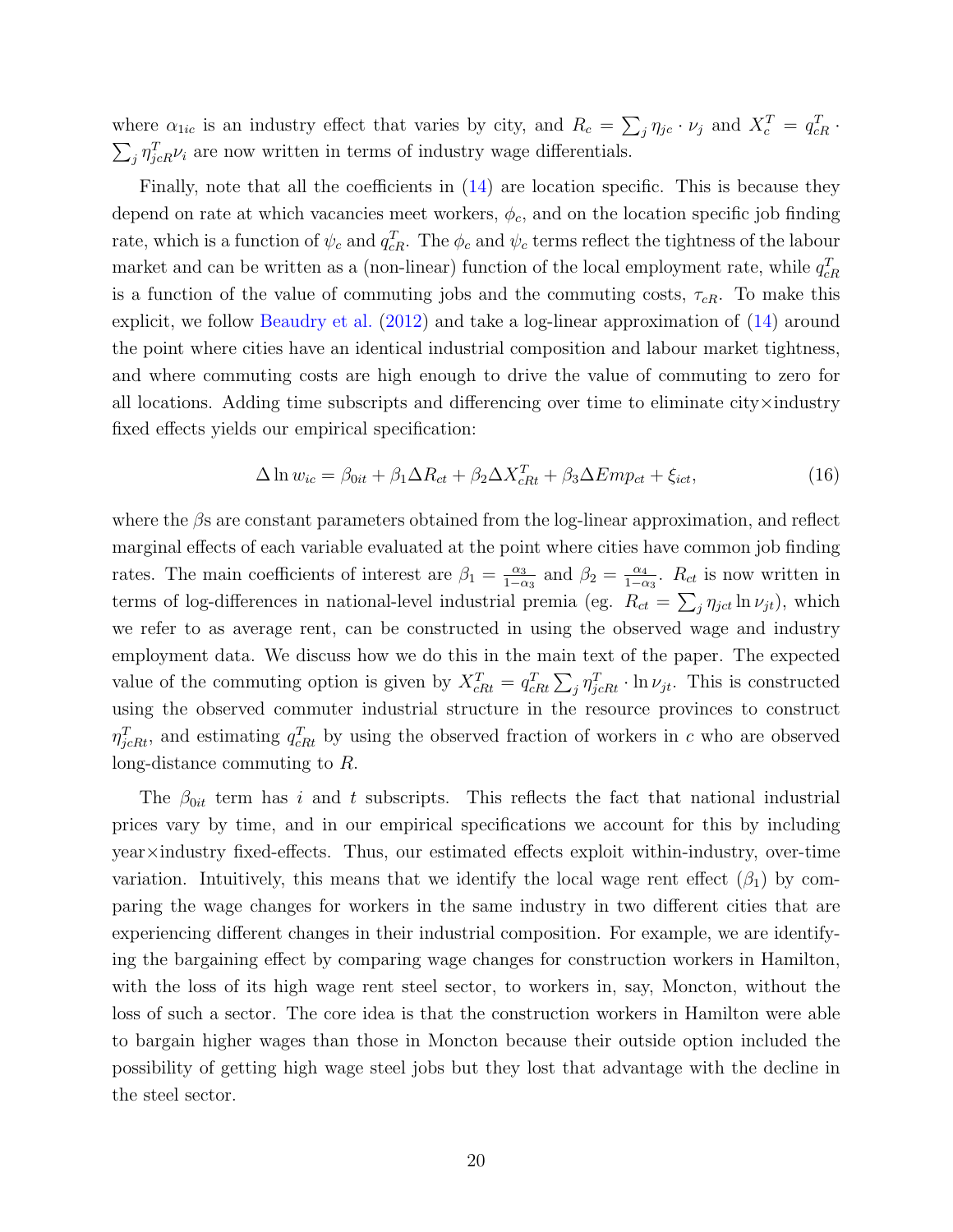where $\alpha_{1ic}$ is an industry effect that varies by city, and $R_c = \sum_j \eta_{jc} \cdot \nu_j$ and $X_c^T = q_{cR}^T \cdot \sum_j \eta_{jcR}^T \nu_i$ are now written in terms of industry wage differentials.

Finally, note that all the coefficients in (14) are location specific. This is because they depend on rate at which vacancies meet workers, $\phi_c$, and on the location specific job finding rate, which is a function of $\psi_c$ and $q_{cR}^T$. The $\phi_c$ and $\psi_c$ terms reflect the tightness of the labour market and can be written as a (non-linear) function of the local employment rate, while $q_{cR}^T$ is a function of the value of commuting jobs and the commuting costs, $\tau_{cR}$. To make this explicit, we follow Beaudry et al. (2012) and take a log-linear approximation of (14) around the point where cities have an identical industrial composition and labour market tightness, and where commuting costs are high enough to drive the value of commuting to zero for all locations. Adding time subscripts and differencing over time to eliminate city×industry fixed effects yields our empirical specification:

$$\Delta \ln w_{ic} = \beta_{0it} + \beta_1 \Delta R_{ct} + \beta_2 \Delta X_{cRt}^T + \beta_3 \Delta Emp_{ct} + \xi_{ict}, \tag{16}$$

where the $\beta$s are constant parameters obtained from the log-linear approximation, and reflect marginal effects of each variable evaluated at the point where cities have common job finding rates. The main coefficients of interest are $\beta_1 = \frac{\alpha_3}{1-\alpha_3}$ and $\beta_2 = \frac{\alpha_4}{1-\alpha_3}$. $R_{ct}$ is now written in terms of log-differences in national-level industrial premia (eg. $R_{ct} = \sum_j \eta_{jct} \ln \nu_{jt}$), which we refer to as average rent, can be constructed in using the observed wage and industry employment data. We discuss how we do this in the main text of the paper. The expected value of the commuting option is given by $X_{cRt}^T = q_{cRt}^T \sum_j \eta_{jcRt}^T \cdot \ln \nu_{jt}$. This is constructed using the observed commuter industrial structure in the resource provinces to construct $\eta_{jcRt}^T$, and estimating $q_{cRt}^T$ by using the observed fraction of workers in $c$ who are observed long-distance commuting to $R$.

The $\beta_{0it}$ term has $i$ and $t$ subscripts. This reflects the fact that national industrial prices vary by time, and in our empirical specifications we account for this by including year×industry fixed-effects. Thus, our estimated effects exploit within-industry, over-time variation. Intuitively, this means that we identify the local wage rent effect ($\beta_1$) by comparing the wage changes for workers in the same industry in two different cities that are experiencing different changes in their industrial composition. For example, we are identifying the bargaining effect by comparing wage changes for construction workers in Hamilton, with the loss of its high wage rent steel sector, to workers in, say, Moncton, without the loss of such a sector. The core idea is that the construction workers in Hamilton were able to bargain higher wages than those in Moncton because their outside option included the possibility of getting high wage steel jobs but they lost that advantage with the decline in the steel sector.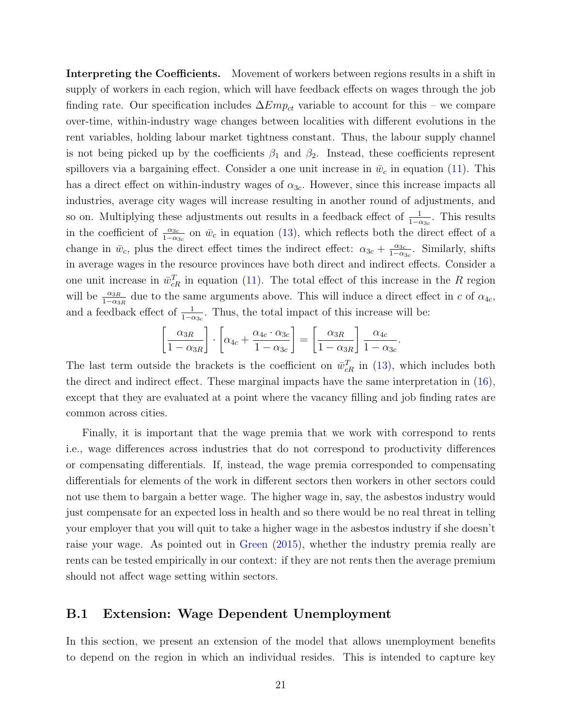**Interpreting the Coefficients.** Movement of workers between regions results in a shift in supply of workers in each region, which will have feedback effects on wages through the job finding rate. Our specification includes $\Delta Emp_{ct}$ variable to account for this – we compare over-time, within-industry wage changes between localities with different evolutions in the rent variables, holding labour market tightness constant. Thus, the labour supply channel is not being picked up by the coefficients $\beta_1$ and $\beta_2$. Instead, these coefficients represent spillovers via a bargaining effect. Consider a one unit increase in $\bar{w}_c$ in equation (11). This has a direct effect on within-industry wages of $\alpha_{3c}$. However, since this increase impacts all industries, average city wages will increase resulting in another round of adjustments, and so on. Multiplying these adjustments out results in a feedback effect of $\frac{1}{1-\alpha_{3c}}$. This results in the coefficient of $\frac{\alpha_{3c}}{1-\alpha_{3c}}$ on $\bar{w}_c$ in equation (13), which reflects both the direct effect of a change in $\bar{w}_c$, plus the direct effect times the indirect effect: $\alpha_{3c} + \frac{\alpha_{3c}}{1-\alpha_{3c}}$. Similarly, shifts in average wages in the resource provinces have both direct and indirect effects. Consider a one unit increase in $\bar{w}^T_{cR}$ in equation (11). The total effect of this increase in the $R$ region will be $\frac{\alpha_{3R}}{1-\alpha_{3R}}$ due to the same arguments above. This will induce a direct effect in $c$ of $\alpha_{4c}$, and a feedback effect of $\frac{1}{1-\alpha_{3c}}$. Thus, the total impact of this increase will be:

$$\left[\frac{\alpha_{3R}}{1-\alpha_{3R}}\right] \cdot \left[\alpha_{4c} + \frac{\alpha_{4c} \cdot \alpha_{3c}}{1-\alpha_{3c}}\right] = \left[\frac{\alpha_{3R}}{1-\alpha_{3R}}\right] \frac{\alpha_{4c}}{1-\alpha_{3c}}.$$

The last term outside the brackets is the coefficient on $\bar{w}^T_{cR}$ in (13), which includes both the direct and indirect effect. These marginal impacts have the same interpretation in (16), except that they are evaluated at a point where the vacancy filling and job finding rates are common across cities.

Finally, it is important that the wage premia that we work with correspond to rents i.e., wage differences across industries that do not correspond to productivity differences or compensating differentials. If, instead, the wage premia corresponded to compensating differentials for elements of the work in different sectors then workers in other sectors could not use them to bargain a better wage. The higher wage in, say, the asbestos industry would just compensate for an expected loss in health and so there would be no real threat in telling your employer that you will quit to take a higher wage in the asbestos industry if she doesn't raise your wage. As pointed out in Green (2015), whether the industry premia really are rents can be tested empirically in our context: if they are not rents then the average premium should not affect wage setting within sectors.

## B.1 Extension: Wage Dependent Unemployment

In this section, we present an extension of the model that allows unemployment benefits to depend on the region in which an individual resides. This is intended to capture key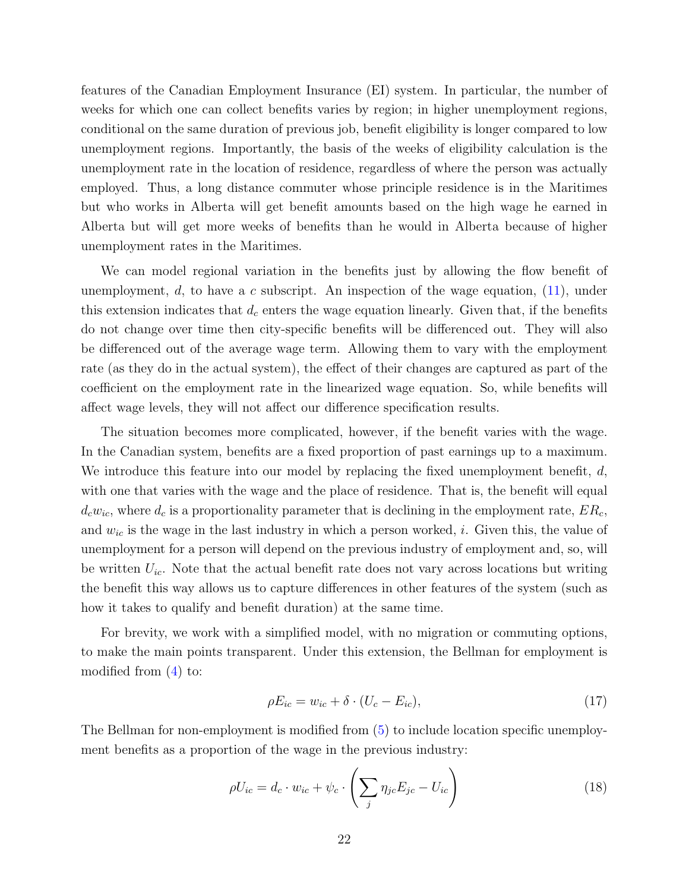features of the Canadian Employment Insurance (EI) system. In particular, the number of weeks for which one can collect benefits varies by region; in higher unemployment regions, conditional on the same duration of previous job, benefit eligibility is longer compared to low unemployment regions. Importantly, the basis of the weeks of eligibility calculation is the unemployment rate in the location of residence, regardless of where the person was actually employed. Thus, a long distance commuter whose principle residence is in the Maritimes but who works in Alberta will get benefit amounts based on the high wage he earned in Alberta but will get more weeks of benefits than he would in Alberta because of higher unemployment rates in the Maritimes.

We can model regional variation in the benefits just by allowing the flow benefit of unemployment, $d$, to have a $c$ subscript. An inspection of the wage equation, (11), under this extension indicates that $d_c$ enters the wage equation linearly. Given that, if the benefits do not change over time then city-specific benefits will be differenced out. They will also be differenced out of the average wage term. Allowing them to vary with the employment rate (as they do in the actual system), the effect of their changes are captured as part of the coefficient on the employment rate in the linearized wage equation. So, while benefits will affect wage levels, they will not affect our difference specification results.

The situation becomes more complicated, however, if the benefit varies with the wage. In the Canadian system, benefits are a fixed proportion of past earnings up to a maximum. We introduce this feature into our model by replacing the fixed unemployment benefit, $d$, with one that varies with the wage and the place of residence. That is, the benefit will equal $d_c w_{ic}$, where $d_c$ is a proportionality parameter that is declining in the employment rate, $ER_c$, and $w_{ic}$ is the wage in the last industry in which a person worked, $i$. Given this, the value of unemployment for a person will depend on the previous industry of employment and, so, will be written $U_{ic}$. Note that the actual benefit rate does not vary across locations but writing the benefit this way allows us to capture differences in other features of the system (such as how it takes to qualify and benefit duration) at the same time.

For brevity, we work with a simplified model, with no migration or commuting options, to make the main points transparent. Under this extension, the Bellman for employment is modified from (4) to:

$$\rho E_{ic} = w_{ic} + \delta \cdot (U_c - E_{ic}), \tag{17}$$

The Bellman for non-employment is modified from (5) to include location specific unemployment benefits as a proportion of the wage in the previous industry:

$$\rho U_{ic} = d_c \cdot w_{ic} + \psi_c \cdot \left( \sum_j \eta_{jc} E_{jc} - U_{ic} \right) \tag{18}$$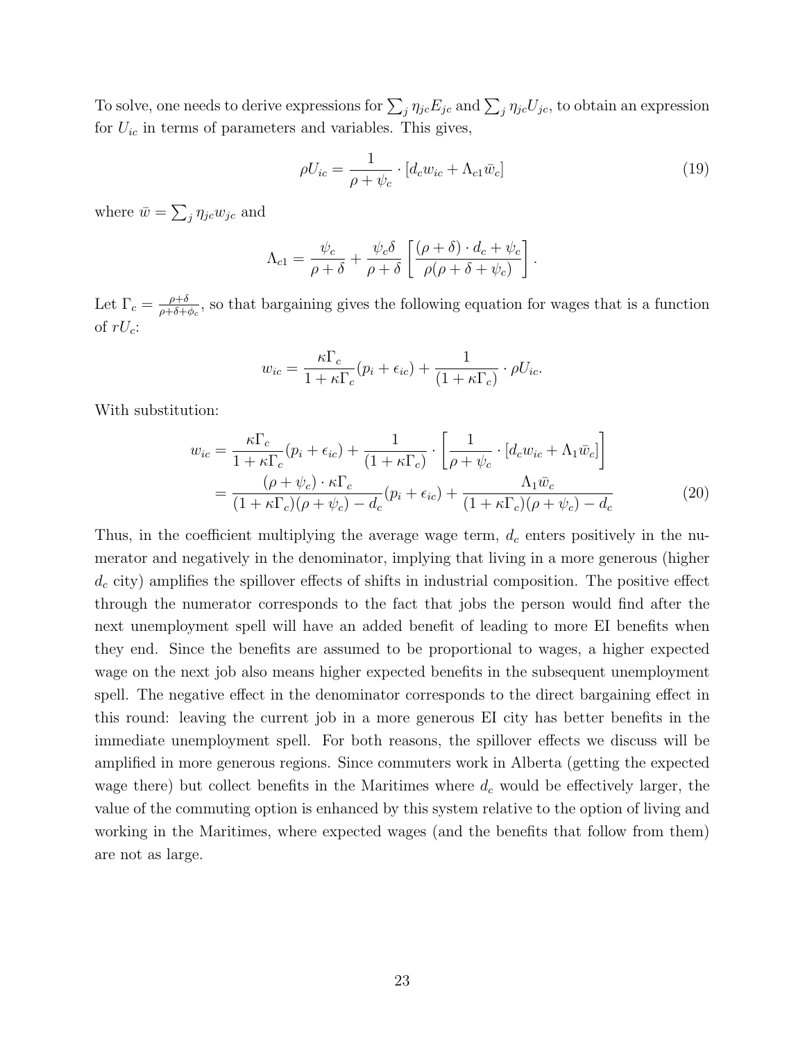To solve, one needs to derive expressions for $\sum_j \eta_{jc} E_{jc}$ and $\sum_j \eta_{jc} U_{jc}$, to obtain an expression for $U_{ic}$ in terms of parameters and variables. This gives,

$$\rho U_{ic} = \frac{1}{\rho + \psi_c} \cdot [d_c w_{ic} + \Lambda_{c1} \bar{w}_c] \tag{19}$$

where $\bar{w} = \sum_j \eta_{jc} w_{jc}$ and

$$\Lambda_{c1} = \frac{\psi_c}{\rho + \delta} + \frac{\psi_c \delta}{\rho + \delta} \left[ \frac{(\rho + \delta) \cdot d_c + \psi_c}{\rho(\rho + \delta + \psi_c)} \right].$$

Let $\Gamma_c = \frac{\rho + \delta}{\rho + \delta + \phi_c}$, so that bargaining gives the following equation for wages that is a function of $rU_c$:

$$w_{ic} = \frac{\kappa \Gamma_c}{1 + \kappa \Gamma_c} (p_i + \epsilon_{ic}) + \frac{1}{(1 + \kappa \Gamma_c)} \cdot \rho U_{ic}.$$

With substitution:

$$\begin{aligned} w_{ic} &= \frac{\kappa \Gamma_c}{1 + \kappa \Gamma_c} (p_i + \epsilon_{ic}) + \frac{1}{(1 + \kappa \Gamma_c)} \cdot \left[ \frac{1}{\rho + \psi_c} \cdot [d_c w_{ic} + \Lambda_1 \bar{w}_c] \right] \\ &= \frac{(\rho + \psi_c) \cdot \kappa \Gamma_c}{(1 + \kappa \Gamma_c)(\rho + \psi_c) - d_c} (p_i + \epsilon_{ic}) + \frac{\Lambda_1 \bar{w}_c}{(1 + \kappa \Gamma_c)(\rho + \psi_c) - d_c} \end{aligned} \tag{20}$$

Thus, in the coefficient multiplying the average wage term, $d_c$ enters positively in the numerator and negatively in the denominator, implying that living in a more generous (higher $d_c$ city) amplifies the spillover effects of shifts in industrial composition. The positive effect through the numerator corresponds to the fact that jobs the person would find after the next unemployment spell will have an added benefit of leading to more EI benefits when they end. Since the benefits are assumed to be proportional to wages, a higher expected wage on the next job also means higher expected benefits in the subsequent unemployment spell. The negative effect in the denominator corresponds to the direct bargaining effect in this round: leaving the current job in a more generous EI city has better benefits in the immediate unemployment spell. For both reasons, the spillover effects we discuss will be amplified in more generous regions. Since commuters work in Alberta (getting the expected wage there) but collect benefits in the Maritimes where $d_c$ would be effectively larger, the value of the commuting option is enhanced by this system relative to the option of living and working in the Maritimes, where expected wages (and the benefits that follow from them) are not as large.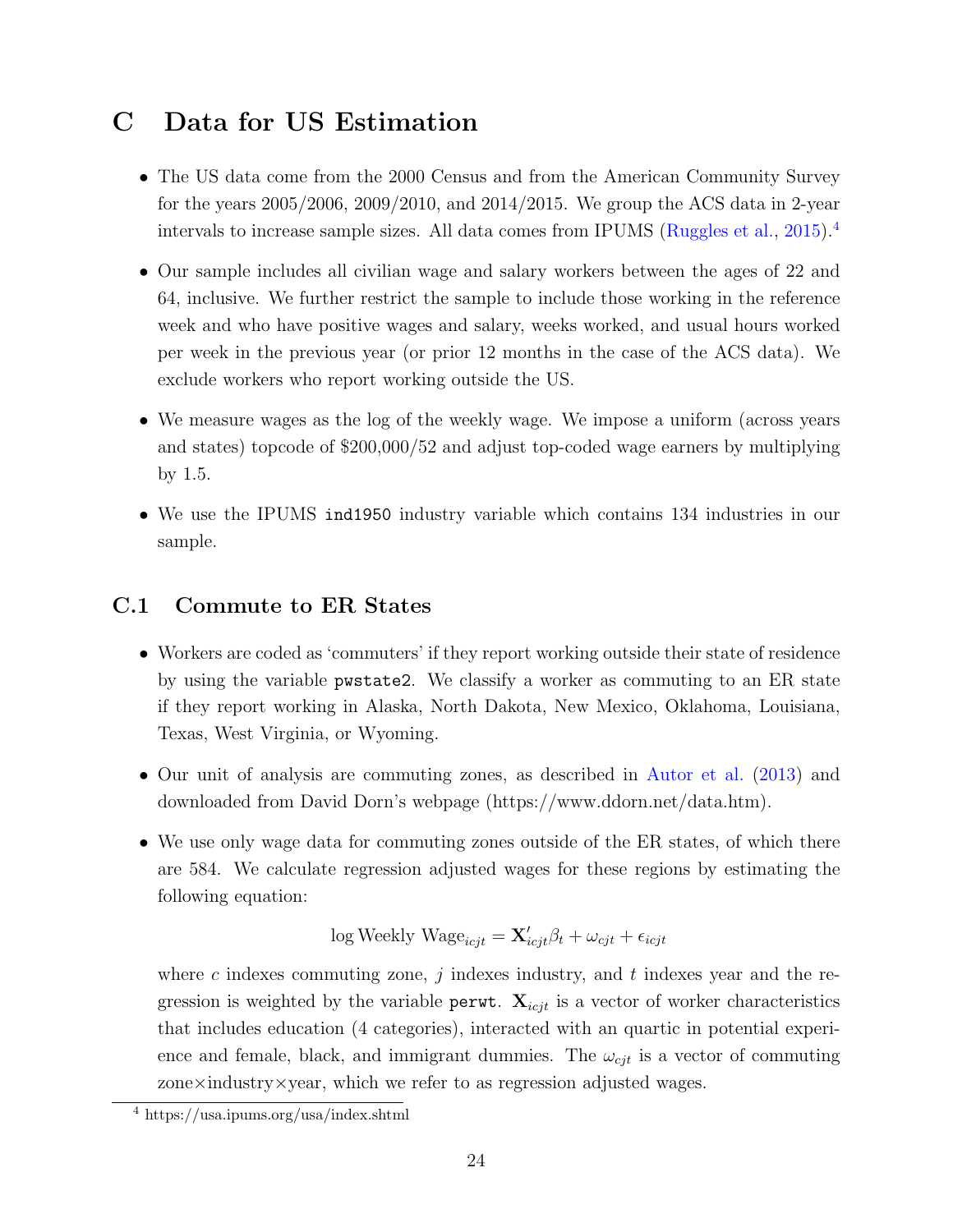# C Data for US Estimation

- The US data come from the 2000 Census and from the American Community Survey for the years 2005/2006, 2009/2010, and 2014/2015. We group the ACS data in 2-year intervals to increase sample sizes. All data comes from IPUMS (Ruggles et al., 2015).[4]
- Our sample includes all civilian wage and salary workers between the ages of 22 and 64, inclusive. We further restrict the sample to include those working in the reference week and who have positive wages and salary, weeks worked, and usual hours worked per week in the previous year (or prior 12 months in the case of the ACS data). We exclude workers who report working outside the US.
- We measure wages as the log of the weekly wage. We impose a uniform (across years and states) topcode of $200,000/52 and adjust top-coded wage earners by multiplying by 1.5.
- We use the IPUMS `ind1950` industry variable which contains 134 industries in our sample.

## C.1 Commute to ER States

- Workers are coded as 'commuters' if they report working outside their state of residence by using the variable `pwstate2`. We classify a worker as commuting to an ER state if they report working in Alaska, North Dakota, New Mexico, Oklahoma, Louisiana, Texas, West Virginia, or Wyoming.
- Our unit of analysis are commuting zones, as described in Autor et al. (2013) and downloaded from David Dorn's webpage (https://www.ddorn.net/data.htm).
- We use only wage data for commuting zones outside of the ER states, of which there are 584. We calculate regression adjusted wages for these regions by estimating the following equation:

$$\log \text{Weekly Wage}_{icjt} = \mathbf{X}'_{icjt}\beta_t + \omega_{cjt} + \epsilon_{icjt}$$

  where $c$ indexes commuting zone, $j$ indexes industry, and $t$ indexes year and the regression is weighted by the variable `perwt`. $\mathbf{X}_{icjt}$ is a vector of worker characteristics that includes education (4 categories), interacted with an quartic in potential experience and female, black, and immigrant dummies. The $\omega_{cjt}$ is a vector of commuting zone×industry×year, which we refer to as regression adjusted wages.

[4] https://usa.ipums.org/usa/index.shtml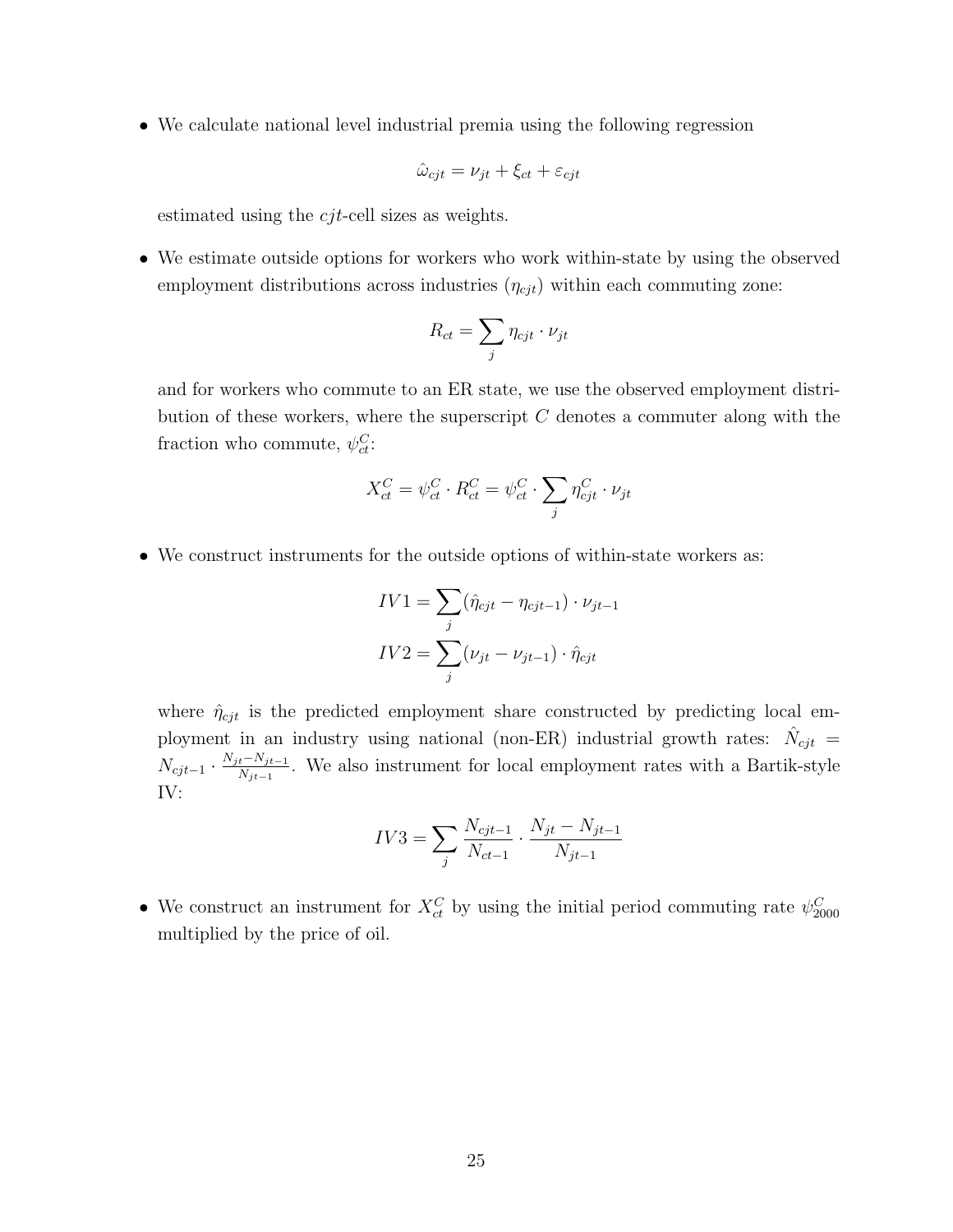- We calculate national level industrial premia using the following regression

$$\hat{\omega}_{cjt} = \nu_{jt} + \xi_{ct} + \varepsilon_{cjt}$$

estimated using the $cjt$-cell sizes as weights.

- We estimate outside options for workers who work within-state by using the observed employment distributions across industries ($\eta_{cjt}$) within each commuting zone:

$$R_{ct} = \sum_j \eta_{cjt} \cdot \nu_{jt}$$

and for workers who commute to an ER state, we use the observed employment distribution of these workers, where the superscript $C$ denotes a commuter along with the fraction who commute, $\psi^C_{ct}$:

$$X^C_{ct} = \psi^C_{ct} \cdot R^C_{ct} = \psi^C_{ct} \cdot \sum_j \eta^C_{cjt} \cdot \nu_{jt}$$

- We construct instruments for the outside options of within-state workers as:

$$IV1 = \sum_j (\hat{\eta}_{cjt} - \eta_{cjt-1}) \cdot \nu_{jt-1}$$
$$IV2 = \sum_j (\nu_{jt} - \nu_{jt-1}) \cdot \hat{\eta}_{cjt}$$

where $\hat{\eta}_{cjt}$ is the predicted employment share constructed by predicting local employment in an industry using national (non-ER) industrial growth rates: $\hat{N}_{cjt} = N_{cjt-1} \cdot \frac{N_{jt} - N_{jt-1}}{N_{jt-1}}$. We also instrument for local employment rates with a Bartik-style IV:

$$IV3 = \sum_j \frac{N_{cjt-1}}{N_{ct-1}} \cdot \frac{N_{jt} - N_{jt-1}}{N_{jt-1}}$$

- We construct an instrument for $X^C_{ct}$ by using the initial period commuting rate $\psi^C_{2000}$ multiplied by the price of oil.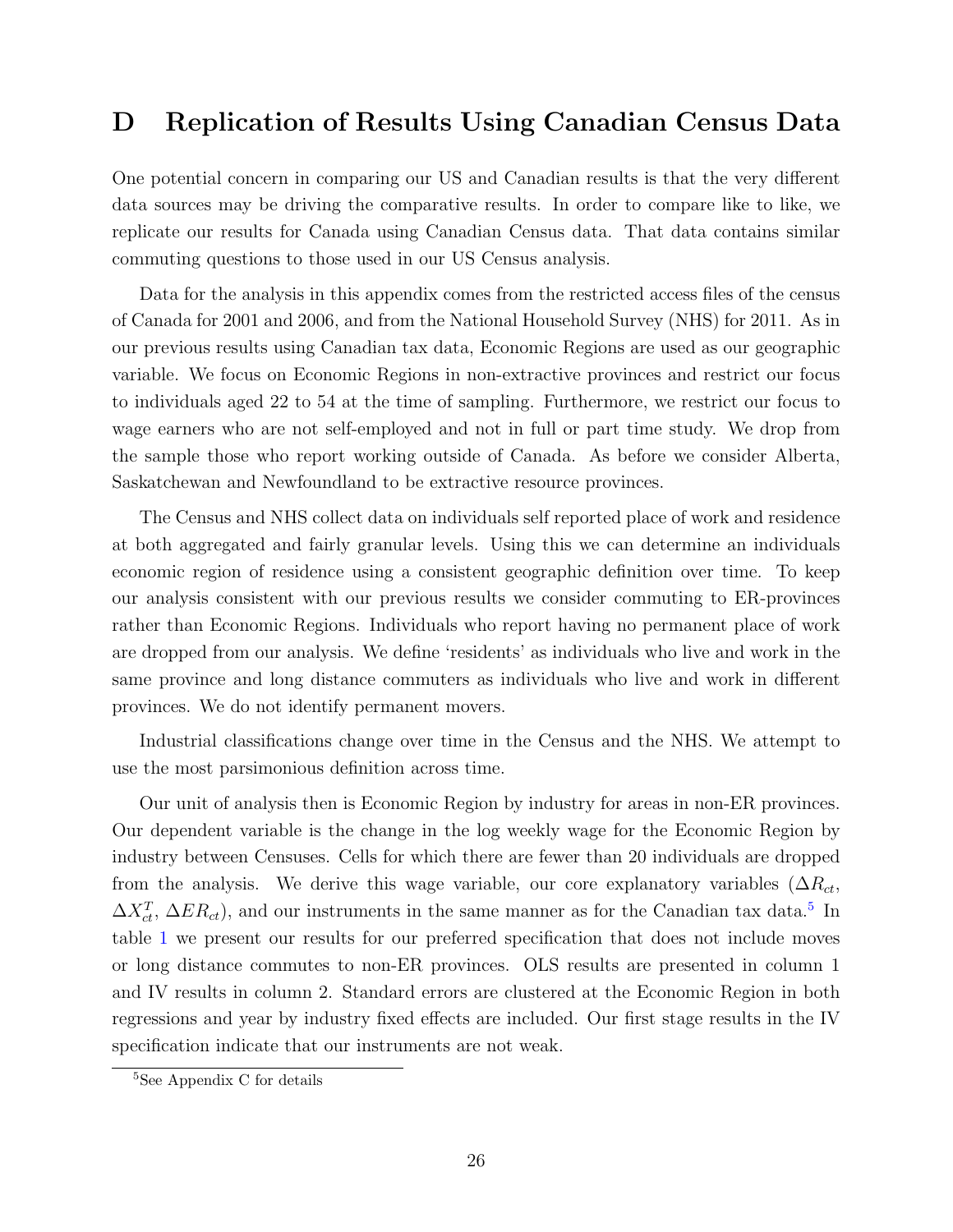# D Replication of Results Using Canadian Census Data

One potential concern in comparing our US and Canadian results is that the very different data sources may be driving the comparative results. In order to compare like to like, we replicate our results for Canada using Canadian Census data. That data contains similar commuting questions to those used in our US Census analysis.

Data for the analysis in this appendix comes from the restricted access files of the census of Canada for 2001 and 2006, and from the National Household Survey (NHS) for 2011. As in our previous results using Canadian tax data, Economic Regions are used as our geographic variable. We focus on Economic Regions in non-extractive provinces and restrict our focus to individuals aged 22 to 54 at the time of sampling. Furthermore, we restrict our focus to wage earners who are not self-employed and not in full or part time study. We drop from the sample those who report working outside of Canada. As before we consider Alberta, Saskatchewan and Newfoundland to be extractive resource provinces.

The Census and NHS collect data on individuals self reported place of work and residence at both aggregated and fairly granular levels. Using this we can determine an individuals economic region of residence using a consistent geographic definition over time. To keep our analysis consistent with our previous results we consider commuting to ER-provinces rather than Economic Regions. Individuals who report having no permanent place of work are dropped from our analysis. We define 'residents' as individuals who live and work in the same province and long distance commuters as individuals who live and work in different provinces. We do not identify permanent movers.

Industrial classifications change over time in the Census and the NHS. We attempt to use the most parsimonious definition across time.

Our unit of analysis then is Economic Region by industry for areas in non-ER provinces. Our dependent variable is the change in the log weekly wage for the Economic Region by industry between Censuses. Cells for which there are fewer than 20 individuals are dropped from the analysis. We derive this wage variable, our core explanatory variables ($\Delta R_{ct}$, $\Delta X^{T}_{ct}$, $\Delta ER_{ct}$), and our instruments in the same manner as for the Canadian tax data.[5] In table 1 we present our results for our preferred specification that does not include moves or long distance commutes to non-ER provinces. OLS results are presented in column 1 and IV results in column 2. Standard errors are clustered at the Economic Region in both regressions and year by industry fixed effects are included. Our first stage results in the IV specification indicate that our instruments are not weak.

[5] See Appendix C for details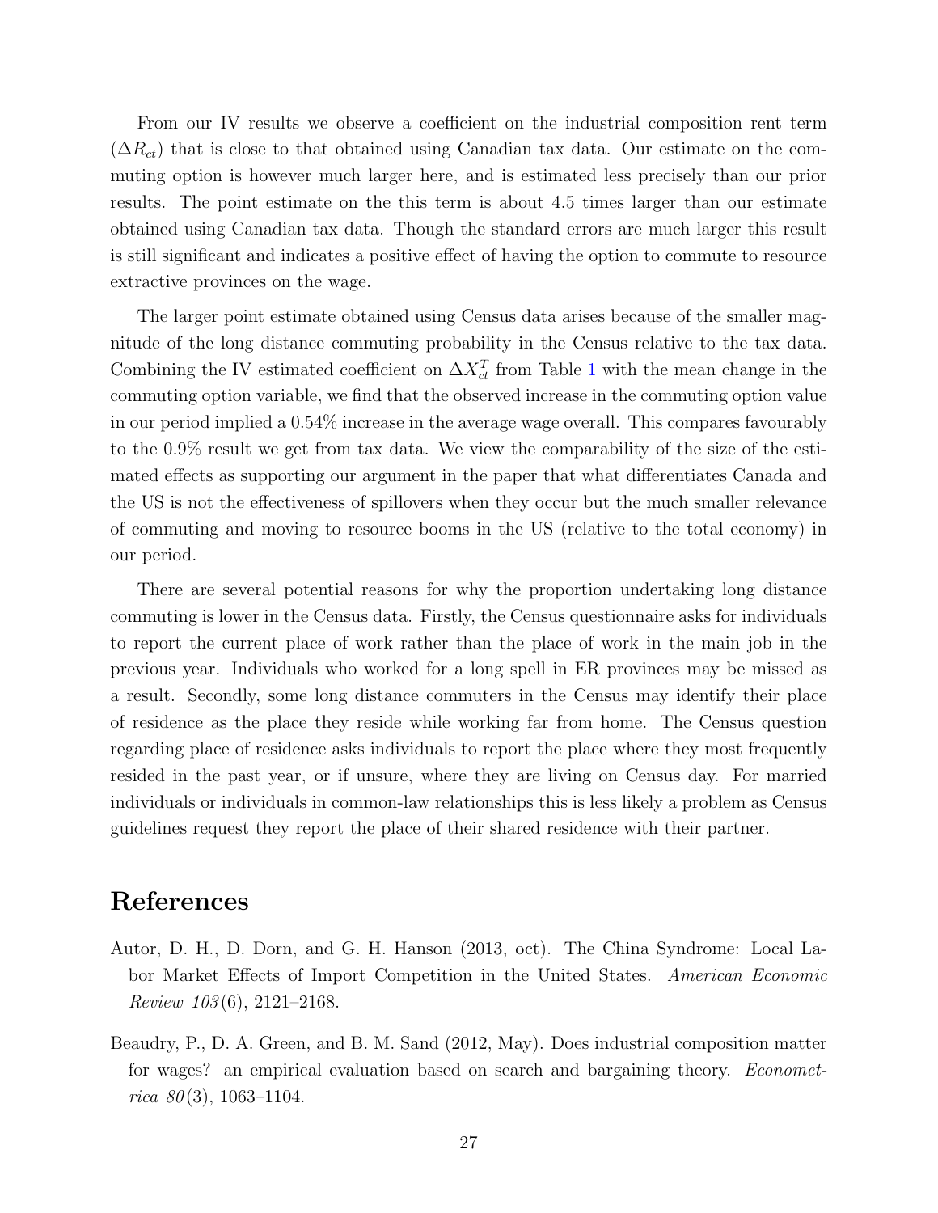From our IV results we observe a coefficient on the industrial composition rent term ($\Delta R_{ct}$) that is close to that obtained using Canadian tax data. Our estimate on the commuting option is however much larger here, and is estimated less precisely than our prior results. The point estimate on the this term is about 4.5 times larger than our estimate obtained using Canadian tax data. Though the standard errors are much larger this result is still significant and indicates a positive effect of having the option to commute to resource extractive provinces on the wage.

The larger point estimate obtained using Census data arises because of the smaller magnitude of the long distance commuting probability in the Census relative to the tax data. Combining the IV estimated coefficient on $\Delta X_{ct}^{T}$ from Table 1 with the mean change in the commuting option variable, we find that the observed increase in the commuting option value in our period implied a 0.54% increase in the average wage overall. This compares favourably to the 0.9% result we get from tax data. We view the comparability of the size of the estimated effects as supporting our argument in the paper that what differentiates Canada and the US is not the effectiveness of spillovers when they occur but the much smaller relevance of commuting and moving to resource booms in the US (relative to the total economy) in our period.

There are several potential reasons for why the proportion undertaking long distance commuting is lower in the Census data. Firstly, the Census questionnaire asks for individuals to report the current place of work rather than the place of work in the main job in the previous year. Individuals who worked for a long spell in ER provinces may be missed as a result. Secondly, some long distance commuters in the Census may identify their place of residence as the place they reside while working far from home. The Census question regarding place of residence asks individuals to report the place where they most frequently resided in the past year, or if unsure, where they are living on Census day. For married individuals or individuals in common-law relationships this is less likely a problem as Census guidelines request they report the place of their shared residence with their partner.

# References

Autor, D. H., D. Dorn, and G. H. Hanson (2013, oct). The China Syndrome: Local Labor Market Effects of Import Competition in the United States. *American Economic Review 103*(6), 2121–2168.

Beaudry, P., D. A. Green, and B. M. Sand (2012, May). Does industrial composition matter for wages? an empirical evaluation based on search and bargaining theory. *Econometrica 80*(3), 1063–1104.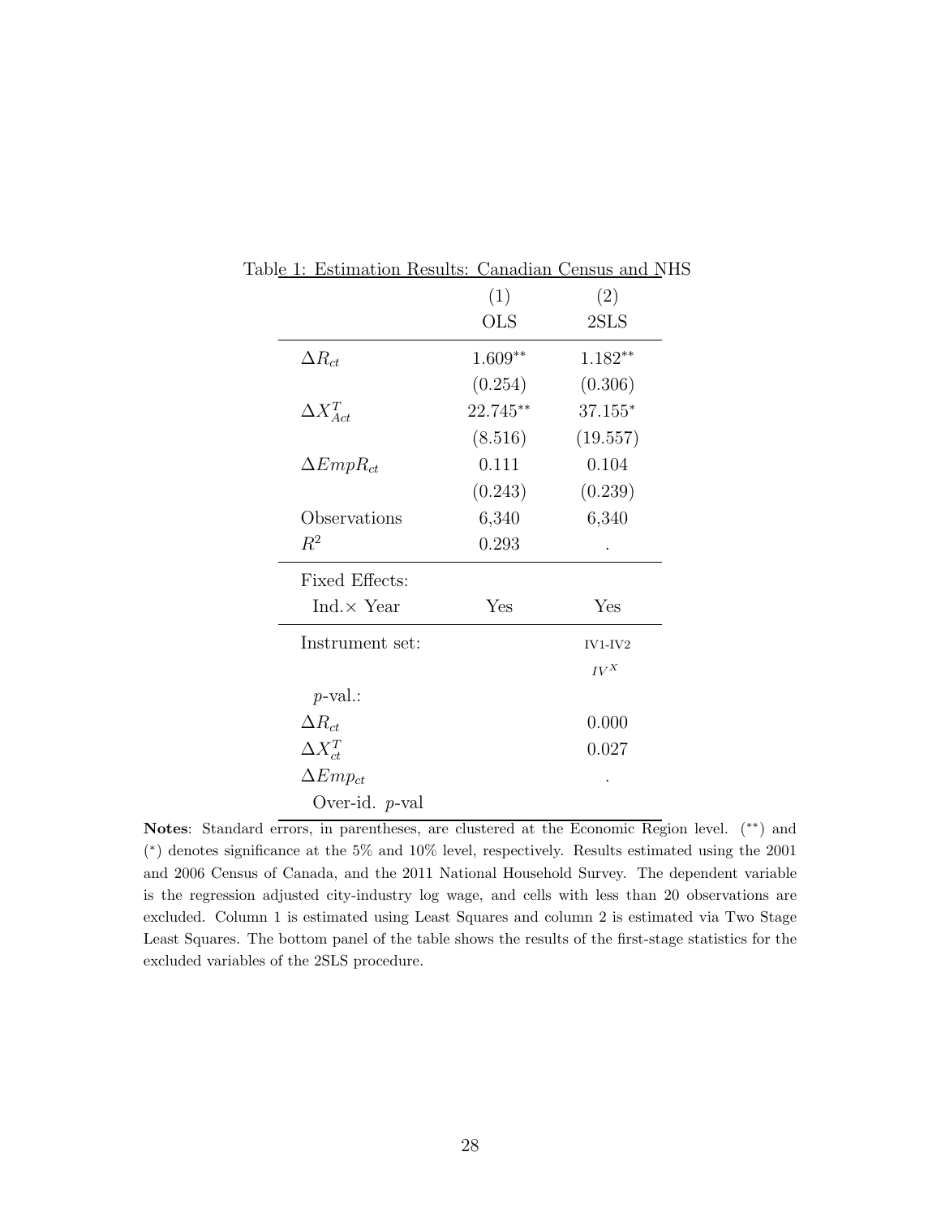Table 1: Estimation Results: Canadian Census and NHS

| | (1) | (2) |
|---|---|---|
| | OLS | 2SLS |
| $\Delta R_{ct}$ | $1.609^{**}$ | $1.182^{**}$ |
| | (0.254) | (0.306) |
| $\Delta X^{T}_{Act}$ | $22.745^{**}$ | $37.155^{*}$ |
| | (8.516) | (19.557) |
| $\Delta EmpR_{ct}$ | 0.111 | 0.104 |
| | (0.243) | (0.239) |
| Observations | 6,340 | 6,340 |
| $R^2$ | 0.293 | . |
| Fixed Effects: | | |
| Ind.× Year | Yes | Yes |
| Instrument set: | | IV1-IV2 |
| | | $IV^X$ |
| *p*-val.: | | |
| $\Delta R_{ct}$ | | 0.000 |
| $\Delta X^{T}_{ct}$ | | 0.027 |
| $\Delta Emp_{ct}$ | | . |
| Over-id. *p*-val | | |

**Notes**: Standard errors, in parentheses, are clustered at the Economic Region level. ($^{**}$) and ($^{*}$) denotes significance at the 5% and 10% level, respectively. Results estimated using the 2001 and 2006 Census of Canada, and the 2011 National Household Survey. The dependent variable is the regression adjusted city-industry log wage, and cells with less than 20 observations are excluded. Column 1 is estimated using Least Squares and column 2 is estimated via Two Stage Least Squares. The bottom panel of the table shows the results of the first-stage statistics for the excluded variables of the 2SLS procedure.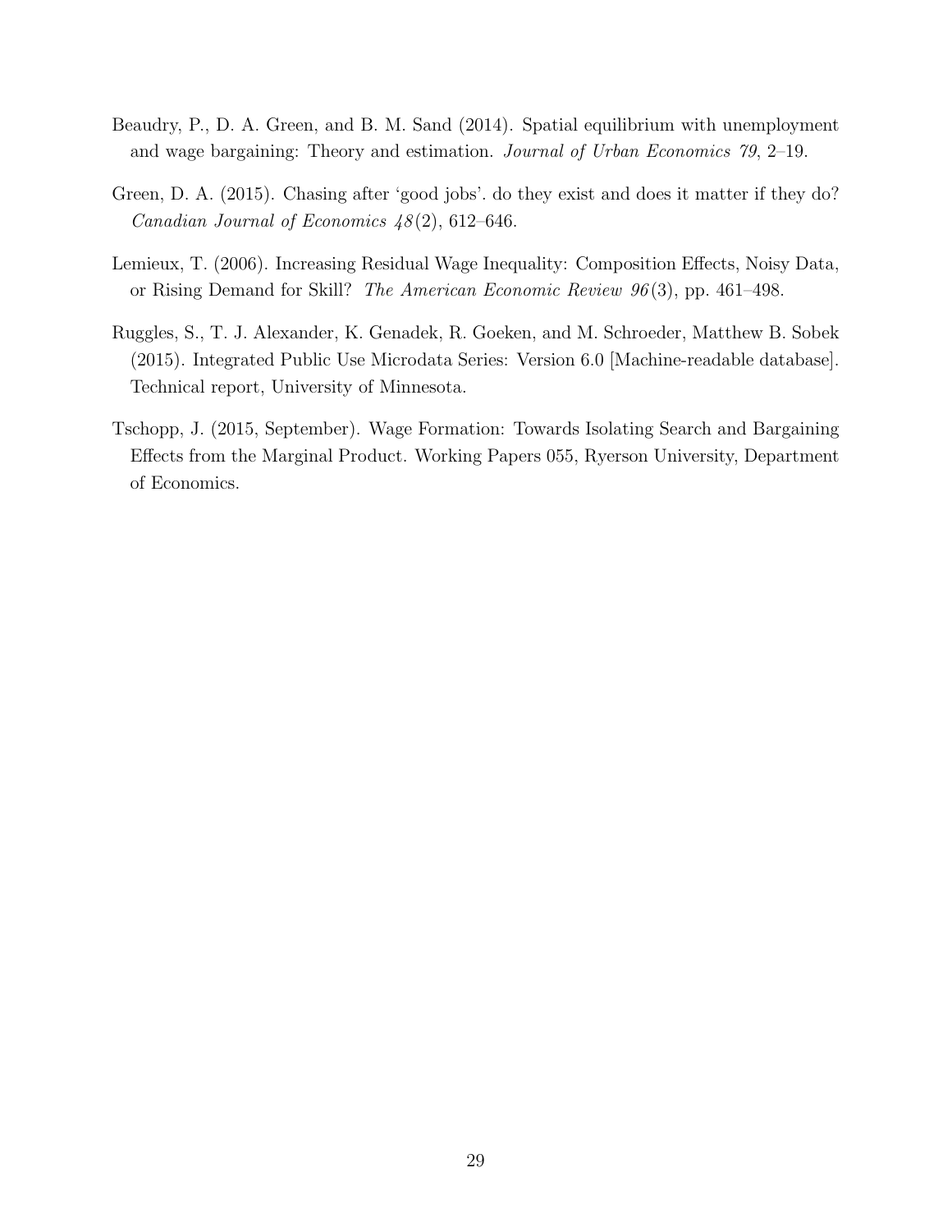Beaudry, P., D. A. Green, and B. M. Sand (2014). Spatial equilibrium with unemployment and wage bargaining: Theory and estimation. *Journal of Urban Economics 79*, 2–19.

Green, D. A. (2015). Chasing after 'good jobs'. do they exist and does it matter if they do? *Canadian Journal of Economics 48*(2), 612–646.

Lemieux, T. (2006). Increasing Residual Wage Inequality: Composition Effects, Noisy Data, or Rising Demand for Skill? *The American Economic Review 96*(3), pp. 461–498.

Ruggles, S., T. J. Alexander, K. Genadek, R. Goeken, and M. Schroeder, Matthew B. Sobek (2015). Integrated Public Use Microdata Series: Version 6.0 [Machine-readable database]. Technical report, University of Minnesota.

Tschopp, J. (2015, September). Wage Formation: Towards Isolating Search and Bargaining Effects from the Marginal Product. Working Papers 055, Ryerson University, Department of Economics.